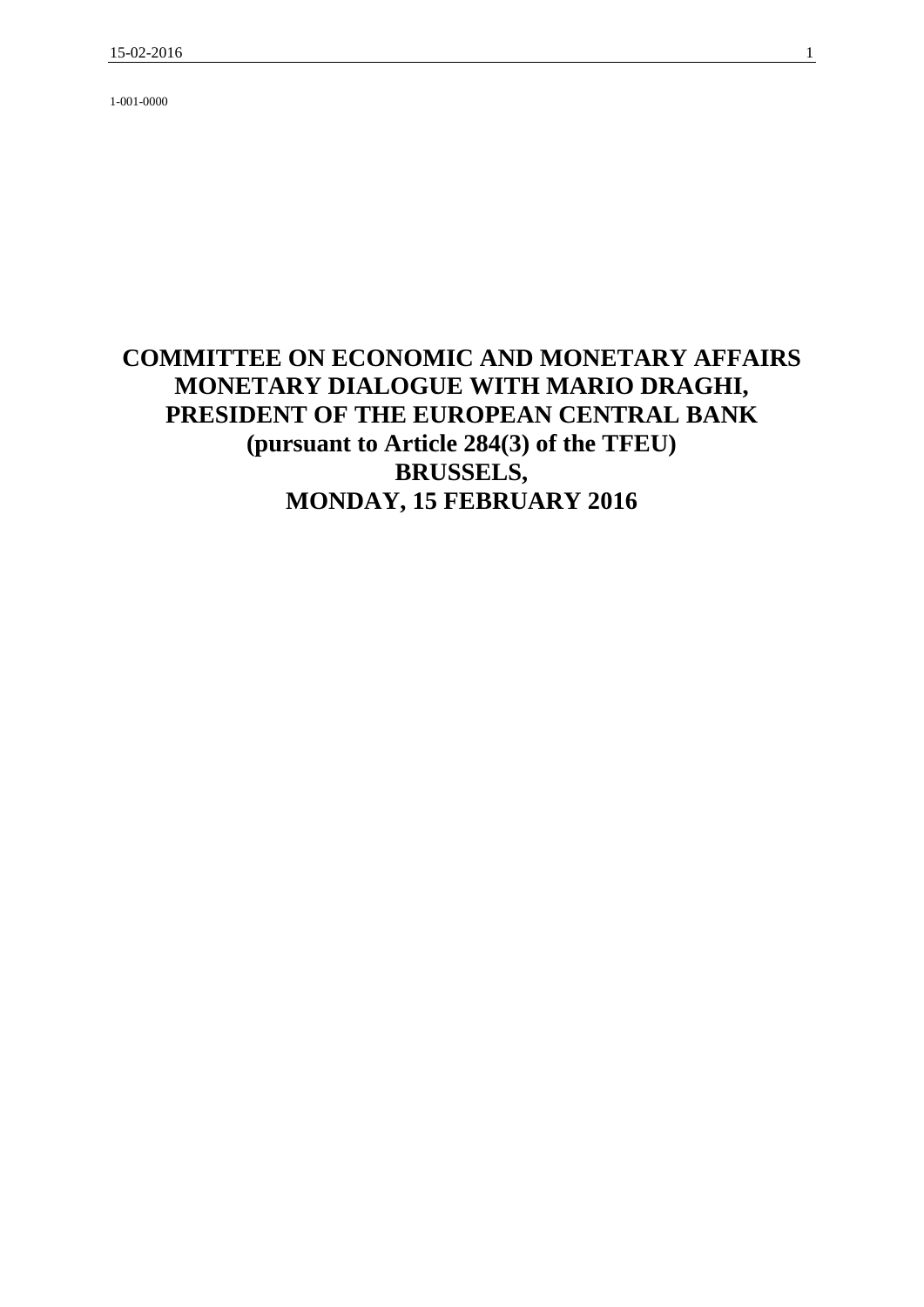1-001-0000

# COMMITTEE ON ECONOMIC AND MONETARY AFFAIRS
# MONETARY DIALOGUE WITH MARIO DRAGHI, PRESIDENT OF THE EUROPEAN CENTRAL BANK
# (pursuant to Article 284(3) of the TFEU)
# BRUSSELS,
# MONDAY, 15 FEBRUARY 2016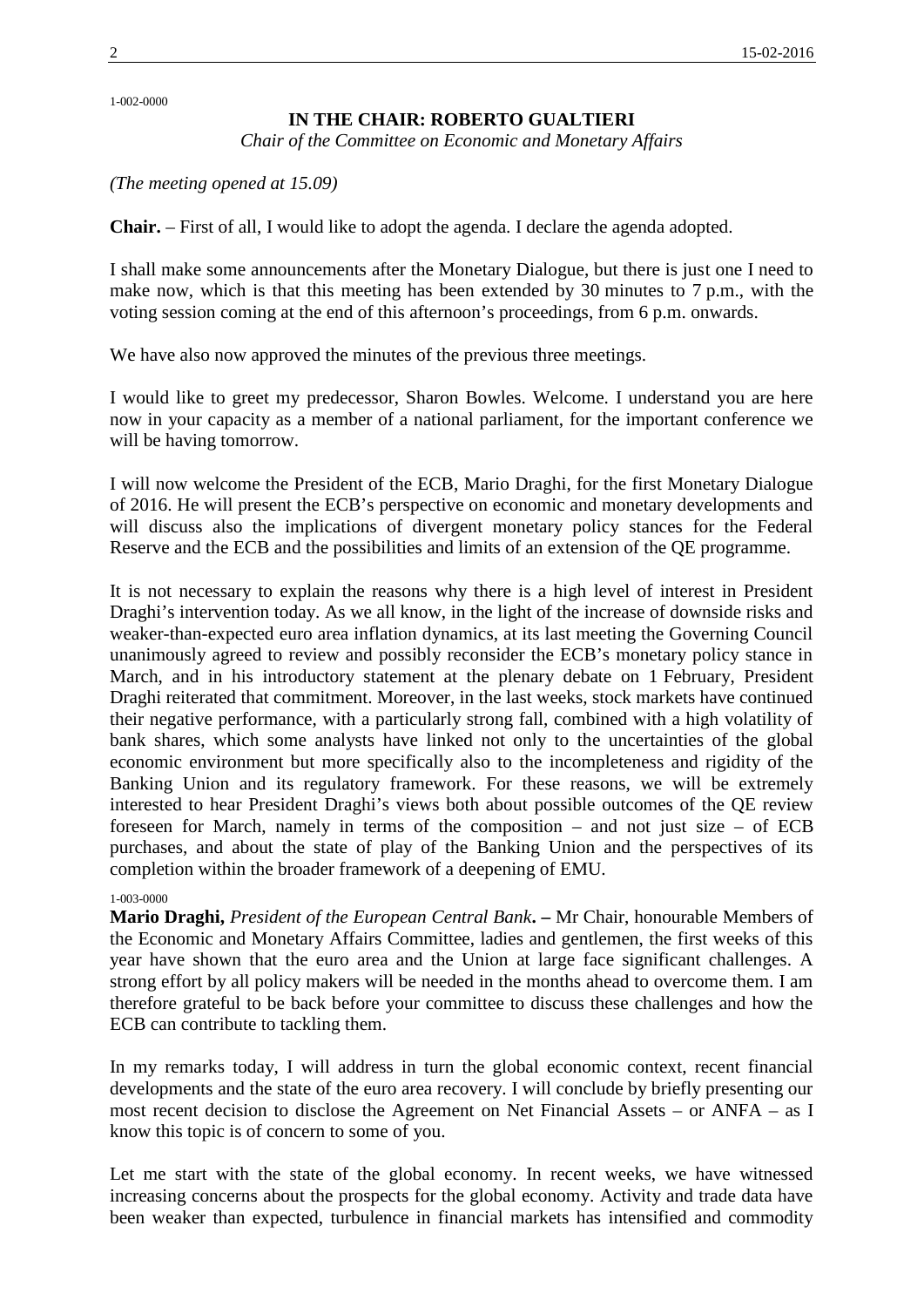1-002-0000

**IN THE CHAIR: ROBERTO GUALTIERI**

*Chair of the Committee on Economic and Monetary Affairs*

*(The meeting opened at 15.09)*

**Chair.** – First of all, I would like to adopt the agenda. I declare the agenda adopted.

I shall make some announcements after the Monetary Dialogue, but there is just one I need to make now, which is that this meeting has been extended by 30 minutes to 7 p.m., with the voting session coming at the end of this afternoon's proceedings, from 6 p.m. onwards.

We have also now approved the minutes of the previous three meetings.

I would like to greet my predecessor, Sharon Bowles. Welcome. I understand you are here now in your capacity as a member of a national parliament, for the important conference we will be having tomorrow.

I will now welcome the President of the ECB, Mario Draghi, for the first Monetary Dialogue of 2016. He will present the ECB's perspective on economic and monetary developments and will discuss also the implications of divergent monetary policy stances for the Federal Reserve and the ECB and the possibilities and limits of an extension of the QE programme.

It is not necessary to explain the reasons why there is a high level of interest in President Draghi's intervention today. As we all know, in the light of the increase of downside risks and weaker-than-expected euro area inflation dynamics, at its last meeting the Governing Council unanimously agreed to review and possibly reconsider the ECB's monetary policy stance in March, and in his introductory statement at the plenary debate on 1 February, President Draghi reiterated that commitment. Moreover, in the last weeks, stock markets have continued their negative performance, with a particularly strong fall, combined with a high volatility of bank shares, which some analysts have linked not only to the uncertainties of the global economic environment but more specifically also to the incompleteness and rigidity of the Banking Union and its regulatory framework. For these reasons, we will be extremely interested to hear President Draghi's views both about possible outcomes of the QE review foreseen for March, namely in terms of the composition – and not just size – of ECB purchases, and about the state of play of the Banking Union and the perspectives of its completion within the broader framework of a deepening of EMU.

1-003-0000

**Mario Draghi,** *President of the European Central Bank***. –** Mr Chair, honourable Members of the Economic and Monetary Affairs Committee, ladies and gentlemen, the first weeks of this year have shown that the euro area and the Union at large face significant challenges. A strong effort by all policy makers will be needed in the months ahead to overcome them. I am therefore grateful to be back before your committee to discuss these challenges and how the ECB can contribute to tackling them.

In my remarks today, I will address in turn the global economic context, recent financial developments and the state of the euro area recovery. I will conclude by briefly presenting our most recent decision to disclose the Agreement on Net Financial Assets – or ANFA – as I know this topic is of concern to some of you.

Let me start with the state of the global economy. In recent weeks, we have witnessed increasing concerns about the prospects for the global economy. Activity and trade data have been weaker than expected, turbulence in financial markets has intensified and commodity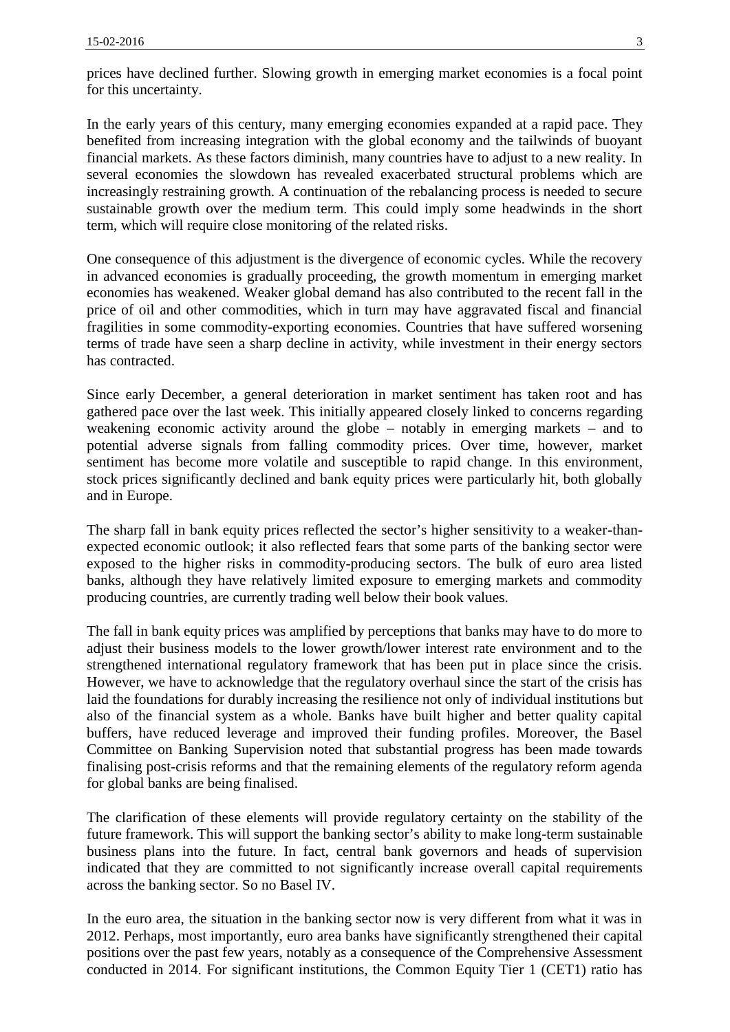prices have declined further. Slowing growth in emerging market economies is a focal point for this uncertainty.

In the early years of this century, many emerging economies expanded at a rapid pace. They benefited from increasing integration with the global economy and the tailwinds of buoyant financial markets. As these factors diminish, many countries have to adjust to a new reality. In several economies the slowdown has revealed exacerbated structural problems which are increasingly restraining growth. A continuation of the rebalancing process is needed to secure sustainable growth over the medium term. This could imply some headwinds in the short term, which will require close monitoring of the related risks.

One consequence of this adjustment is the divergence of economic cycles. While the recovery in advanced economies is gradually proceeding, the growth momentum in emerging market economies has weakened. Weaker global demand has also contributed to the recent fall in the price of oil and other commodities, which in turn may have aggravated fiscal and financial fragilities in some commodity-exporting economies. Countries that have suffered worsening terms of trade have seen a sharp decline in activity, while investment in their energy sectors has contracted.

Since early December, a general deterioration in market sentiment has taken root and has gathered pace over the last week. This initially appeared closely linked to concerns regarding weakening economic activity around the globe – notably in emerging markets – and to potential adverse signals from falling commodity prices. Over time, however, market sentiment has become more volatile and susceptible to rapid change. In this environment, stock prices significantly declined and bank equity prices were particularly hit, both globally and in Europe.

The sharp fall in bank equity prices reflected the sector's higher sensitivity to a weaker-than-expected economic outlook; it also reflected fears that some parts of the banking sector were exposed to the higher risks in commodity-producing sectors. The bulk of euro area listed banks, although they have relatively limited exposure to emerging markets and commodity producing countries, are currently trading well below their book values.

The fall in bank equity prices was amplified by perceptions that banks may have to do more to adjust their business models to the lower growth/lower interest rate environment and to the strengthened international regulatory framework that has been put in place since the crisis. However, we have to acknowledge that the regulatory overhaul since the start of the crisis has laid the foundations for durably increasing the resilience not only of individual institutions but also of the financial system as a whole. Banks have built higher and better quality capital buffers, have reduced leverage and improved their funding profiles. Moreover, the Basel Committee on Banking Supervision noted that substantial progress has been made towards finalising post-crisis reforms and that the remaining elements of the regulatory reform agenda for global banks are being finalised.

The clarification of these elements will provide regulatory certainty on the stability of the future framework. This will support the banking sector's ability to make long-term sustainable business plans into the future. In fact, central bank governors and heads of supervision indicated that they are committed to not significantly increase overall capital requirements across the banking sector. So no Basel IV.

In the euro area, the situation in the banking sector now is very different from what it was in 2012. Perhaps, most importantly, euro area banks have significantly strengthened their capital positions over the past few years, notably as a consequence of the Comprehensive Assessment conducted in 2014. For significant institutions, the Common Equity Tier 1 (CET1) ratio has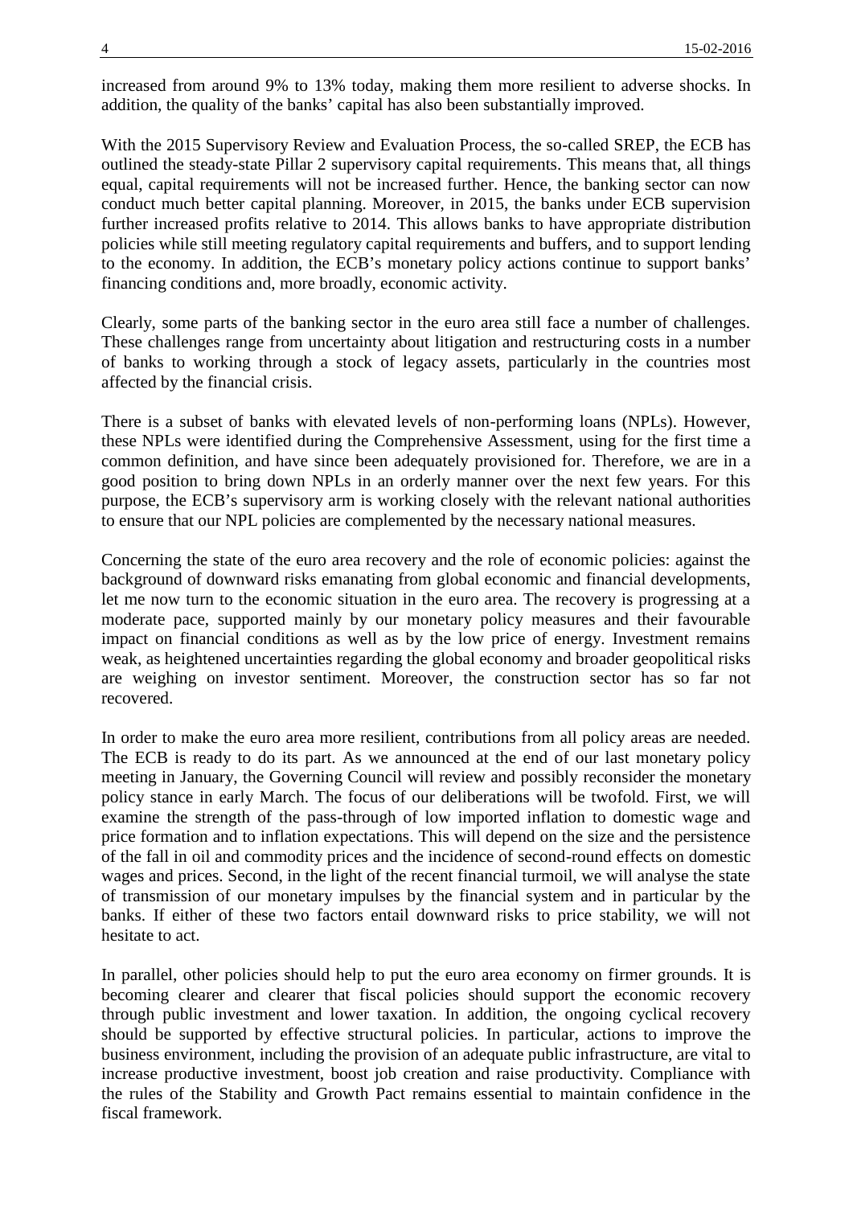increased from around 9% to 13% today, making them more resilient to adverse shocks. In addition, the quality of the banks' capital has also been substantially improved.

With the 2015 Supervisory Review and Evaluation Process, the so-called SREP, the ECB has outlined the steady-state Pillar 2 supervisory capital requirements. This means that, all things equal, capital requirements will not be increased further. Hence, the banking sector can now conduct much better capital planning. Moreover, in 2015, the banks under ECB supervision further increased profits relative to 2014. This allows banks to have appropriate distribution policies while still meeting regulatory capital requirements and buffers, and to support lending to the economy. In addition, the ECB's monetary policy actions continue to support banks' financing conditions and, more broadly, economic activity.

Clearly, some parts of the banking sector in the euro area still face a number of challenges. These challenges range from uncertainty about litigation and restructuring costs in a number of banks to working through a stock of legacy assets, particularly in the countries most affected by the financial crisis.

There is a subset of banks with elevated levels of non-performing loans (NPLs). However, these NPLs were identified during the Comprehensive Assessment, using for the first time a common definition, and have since been adequately provisioned for. Therefore, we are in a good position to bring down NPLs in an orderly manner over the next few years. For this purpose, the ECB's supervisory arm is working closely with the relevant national authorities to ensure that our NPL policies are complemented by the necessary national measures.

Concerning the state of the euro area recovery and the role of economic policies: against the background of downward risks emanating from global economic and financial developments, let me now turn to the economic situation in the euro area. The recovery is progressing at a moderate pace, supported mainly by our monetary policy measures and their favourable impact on financial conditions as well as by the low price of energy. Investment remains weak, as heightened uncertainties regarding the global economy and broader geopolitical risks are weighing on investor sentiment. Moreover, the construction sector has so far not recovered.

In order to make the euro area more resilient, contributions from all policy areas are needed. The ECB is ready to do its part. As we announced at the end of our last monetary policy meeting in January, the Governing Council will review and possibly reconsider the monetary policy stance in early March. The focus of our deliberations will be twofold. First, we will examine the strength of the pass-through of low imported inflation to domestic wage and price formation and to inflation expectations. This will depend on the size and the persistence of the fall in oil and commodity prices and the incidence of second-round effects on domestic wages and prices. Second, in the light of the recent financial turmoil, we will analyse the state of transmission of our monetary impulses by the financial system and in particular by the banks. If either of these two factors entail downward risks to price stability, we will not hesitate to act.

In parallel, other policies should help to put the euro area economy on firmer grounds. It is becoming clearer and clearer that fiscal policies should support the economic recovery through public investment and lower taxation. In addition, the ongoing cyclical recovery should be supported by effective structural policies. In particular, actions to improve the business environment, including the provision of an adequate public infrastructure, are vital to increase productive investment, boost job creation and raise productivity. Compliance with the rules of the Stability and Growth Pact remains essential to maintain confidence in the fiscal framework.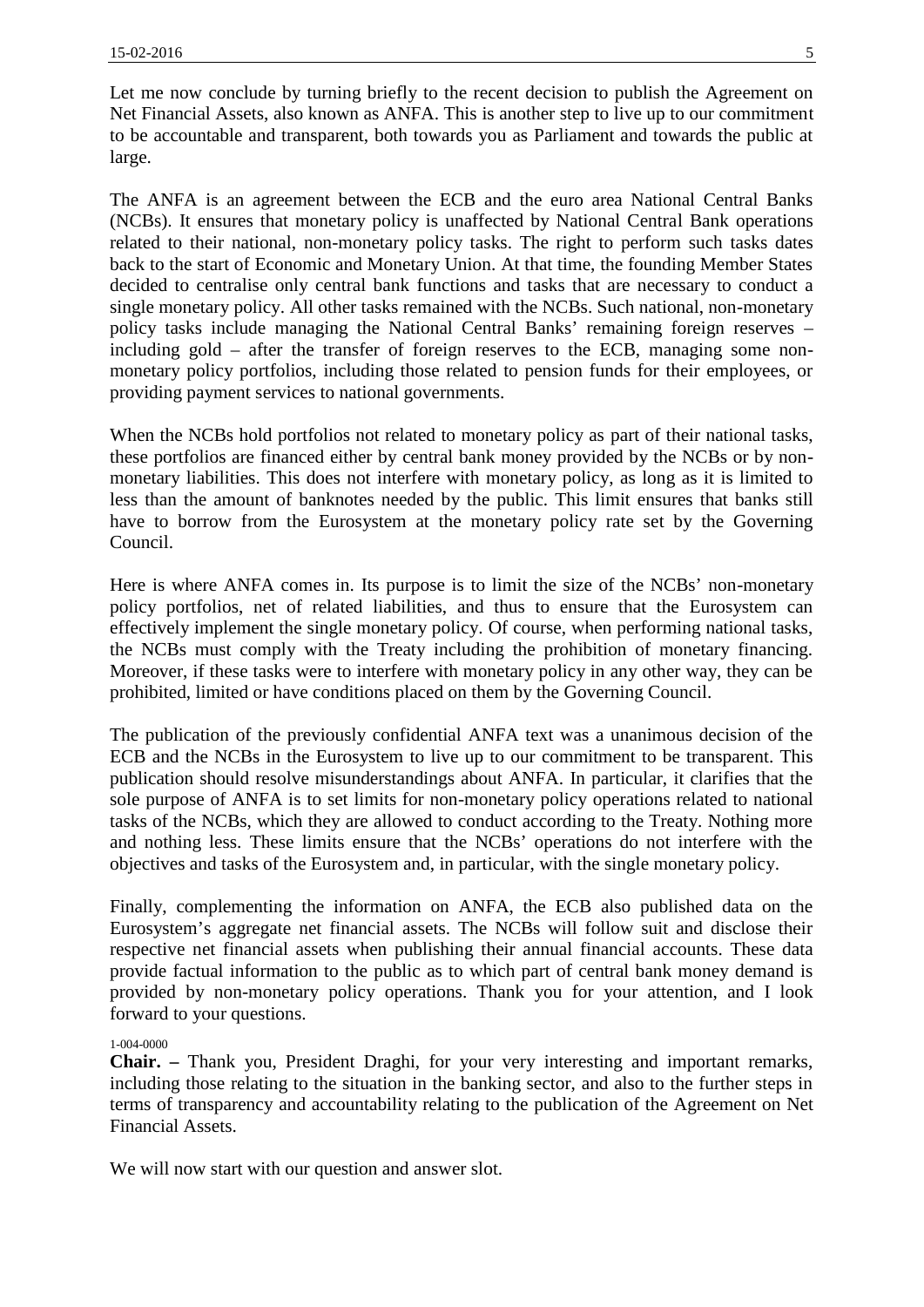Let me now conclude by turning briefly to the recent decision to publish the Agreement on Net Financial Assets, also known as ANFA. This is another step to live up to our commitment to be accountable and transparent, both towards you as Parliament and towards the public at large.

The ANFA is an agreement between the ECB and the euro area National Central Banks (NCBs). It ensures that monetary policy is unaffected by National Central Bank operations related to their national, non-monetary policy tasks. The right to perform such tasks dates back to the start of Economic and Monetary Union. At that time, the founding Member States decided to centralise only central bank functions and tasks that are necessary to conduct a single monetary policy. All other tasks remained with the NCBs. Such national, non-monetary policy tasks include managing the National Central Banks' remaining foreign reserves – including gold – after the transfer of foreign reserves to the ECB, managing some non-monetary policy portfolios, including those related to pension funds for their employees, or providing payment services to national governments.

When the NCBs hold portfolios not related to monetary policy as part of their national tasks, these portfolios are financed either by central bank money provided by the NCBs or by non-monetary liabilities. This does not interfere with monetary policy, as long as it is limited to less than the amount of banknotes needed by the public. This limit ensures that banks still have to borrow from the Eurosystem at the monetary policy rate set by the Governing Council.

Here is where ANFA comes in. Its purpose is to limit the size of the NCBs' non-monetary policy portfolios, net of related liabilities, and thus to ensure that the Eurosystem can effectively implement the single monetary policy. Of course, when performing national tasks, the NCBs must comply with the Treaty including the prohibition of monetary financing. Moreover, if these tasks were to interfere with monetary policy in any other way, they can be prohibited, limited or have conditions placed on them by the Governing Council.

The publication of the previously confidential ANFA text was a unanimous decision of the ECB and the NCBs in the Eurosystem to live up to our commitment to be transparent. This publication should resolve misunderstandings about ANFA. In particular, it clarifies that the sole purpose of ANFA is to set limits for non-monetary policy operations related to national tasks of the NCBs, which they are allowed to conduct according to the Treaty. Nothing more and nothing less. These limits ensure that the NCBs' operations do not interfere with the objectives and tasks of the Eurosystem and, in particular, with the single monetary policy.

Finally, complementing the information on ANFA, the ECB also published data on the Eurosystem's aggregate net financial assets. The NCBs will follow suit and disclose their respective net financial assets when publishing their annual financial accounts. These data provide factual information to the public as to which part of central bank money demand is provided by non-monetary policy operations. Thank you for your attention, and I look forward to your questions.

1-004-0000

**Chair. –** Thank you, President Draghi, for your very interesting and important remarks, including those relating to the situation in the banking sector, and also to the further steps in terms of transparency and accountability relating to the publication of the Agreement on Net Financial Assets.

We will now start with our question and answer slot.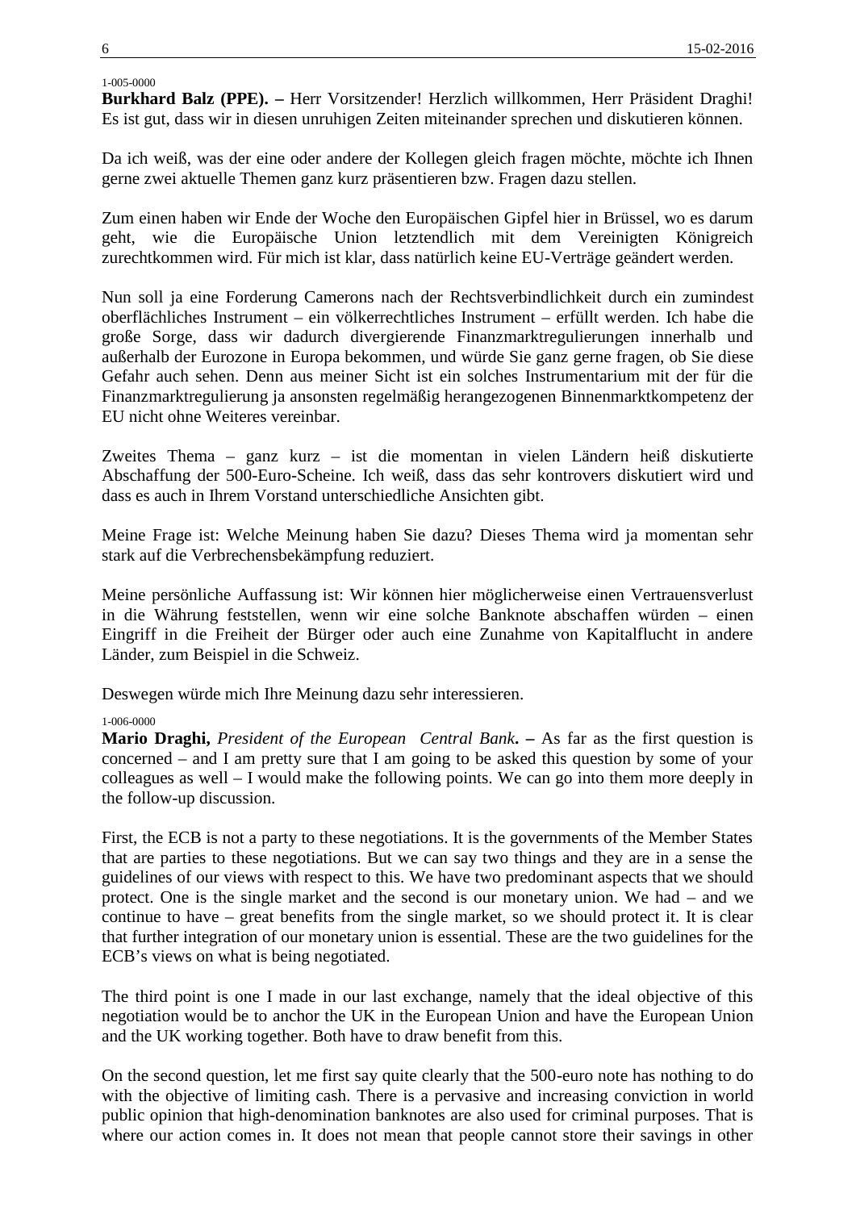1-005-0000

**Burkhard Balz (PPE). –** Herr Vorsitzender! Herzlich willkommen, Herr Präsident Draghi! Es ist gut, dass wir in diesen unruhigen Zeiten miteinander sprechen und diskutieren können.

Da ich weiß, was der eine oder andere der Kollegen gleich fragen möchte, möchte ich Ihnen gerne zwei aktuelle Themen ganz kurz präsentieren bzw. Fragen dazu stellen.

Zum einen haben wir Ende der Woche den Europäischen Gipfel hier in Brüssel, wo es darum geht, wie die Europäische Union letztendlich mit dem Vereinigten Königreich zurechtkommen wird. Für mich ist klar, dass natürlich keine EU-Verträge geändert werden.

Nun soll ja eine Forderung Camerons nach der Rechtsverbindlichkeit durch ein zumindest oberflächliches Instrument – ein völkerrechtliches Instrument – erfüllt werden. Ich habe die große Sorge, dass wir dadurch divergierende Finanzmarktregulierungen innerhalb und außerhalb der Eurozone in Europa bekommen, und würde Sie ganz gerne fragen, ob Sie diese Gefahr auch sehen. Denn aus meiner Sicht ist ein solches Instrumentarium mit der für die Finanzmarktregulierung ja ansonsten regelmäßig herangezogenen Binnenmarktkompetenz der EU nicht ohne Weiteres vereinbar.

Zweites Thema – ganz kurz – ist die momentan in vielen Ländern heiß diskutierte Abschaffung der 500-Euro-Scheine. Ich weiß, dass das sehr kontrovers diskutiert wird und dass es auch in Ihrem Vorstand unterschiedliche Ansichten gibt.

Meine Frage ist: Welche Meinung haben Sie dazu? Dieses Thema wird ja momentan sehr stark auf die Verbrechensbekämpfung reduziert.

Meine persönliche Auffassung ist: Wir können hier möglicherweise einen Vertrauensverlust in die Währung feststellen, wenn wir eine solche Banknote abschaffen würden – einen Eingriff in die Freiheit der Bürger oder auch eine Zunahme von Kapitalflucht in andere Länder, zum Beispiel in die Schweiz.

Deswegen würde mich Ihre Meinung dazu sehr interessieren.

1-006-0000

**Mario Draghi,** *President of the European Central Bank***. –** As far as the first question is concerned – and I am pretty sure that I am going to be asked this question by some of your colleagues as well – I would make the following points. We can go into them more deeply in the follow-up discussion.

First, the ECB is not a party to these negotiations. It is the governments of the Member States that are parties to these negotiations. But we can say two things and they are in a sense the guidelines of our views with respect to this. We have two predominant aspects that we should protect. One is the single market and the second is our monetary union. We had – and we continue to have – great benefits from the single market, so we should protect it. It is clear that further integration of our monetary union is essential. These are the two guidelines for the ECB's views on what is being negotiated.

The third point is one I made in our last exchange, namely that the ideal objective of this negotiation would be to anchor the UK in the European Union and have the European Union and the UK working together. Both have to draw benefit from this.

On the second question, let me first say quite clearly that the 500-euro note has nothing to do with the objective of limiting cash. There is a pervasive and increasing conviction in world public opinion that high-denomination banknotes are also used for criminal purposes. That is where our action comes in. It does not mean that people cannot store their savings in other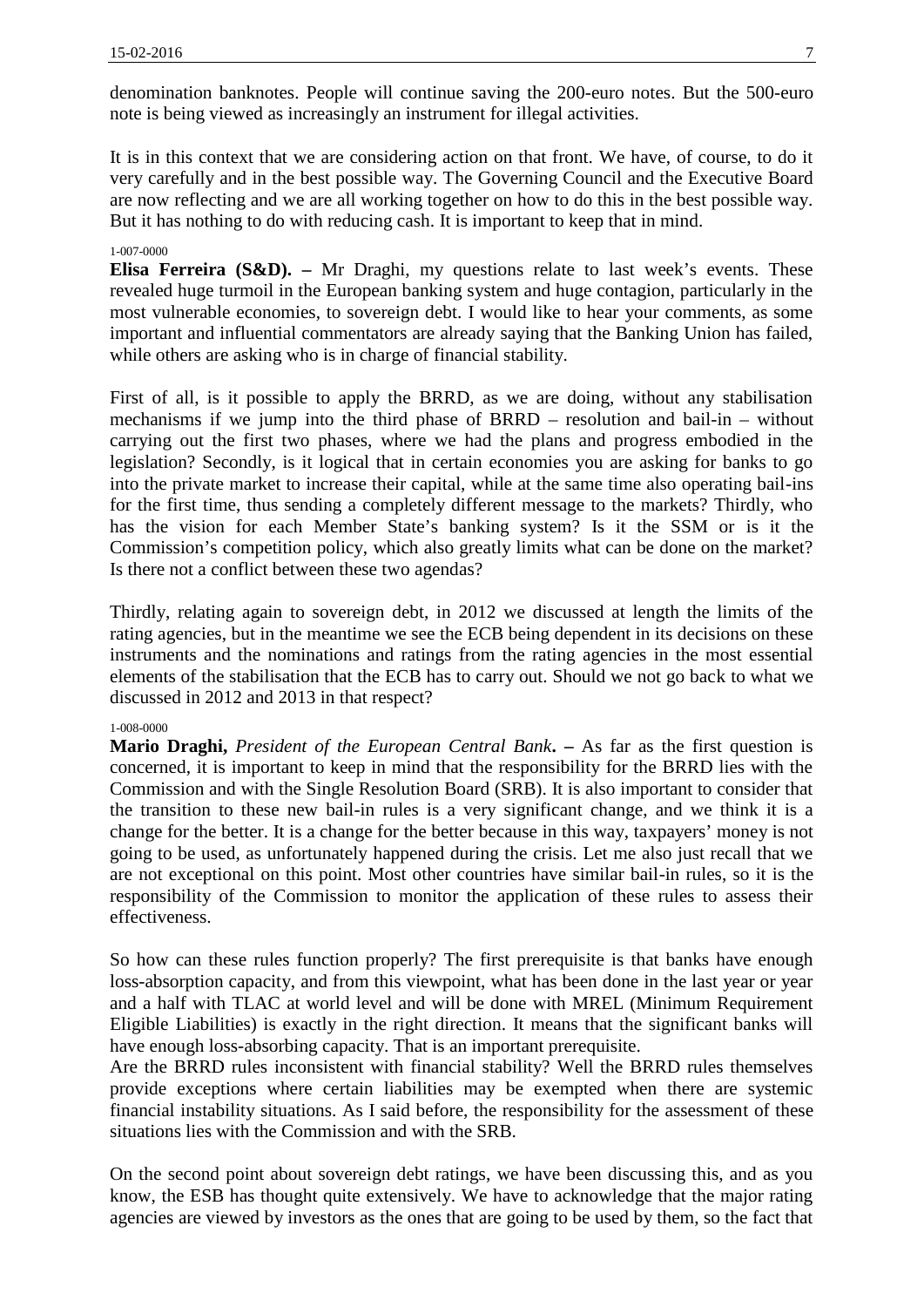denomination banknotes. People will continue saving the 200-euro notes. But the 500-euro note is being viewed as increasingly an instrument for illegal activities.

It is in this context that we are considering action on that front. We have, of course, to do it very carefully and in the best possible way. The Governing Council and the Executive Board are now reflecting and we are all working together on how to do this in the best possible way. But it has nothing to do with reducing cash. It is important to keep that in mind.

1-007-0000

**Elisa Ferreira (S&D). –** Mr Draghi, my questions relate to last week's events. These revealed huge turmoil in the European banking system and huge contagion, particularly in the most vulnerable economies, to sovereign debt. I would like to hear your comments, as some important and influential commentators are already saying that the Banking Union has failed, while others are asking who is in charge of financial stability.

First of all, is it possible to apply the BRRD, as we are doing, without any stabilisation mechanisms if we jump into the third phase of BRRD – resolution and bail-in – without carrying out the first two phases, where we had the plans and progress embodied in the legislation? Secondly, is it logical that in certain economies you are asking for banks to go into the private market to increase their capital, while at the same time also operating bail-ins for the first time, thus sending a completely different message to the markets? Thirdly, who has the vision for each Member State's banking system? Is it the SSM or is it the Commission's competition policy, which also greatly limits what can be done on the market? Is there not a conflict between these two agendas?

Thirdly, relating again to sovereign debt, in 2012 we discussed at length the limits of the rating agencies, but in the meantime we see the ECB being dependent in its decisions on these instruments and the nominations and ratings from the rating agencies in the most essential elements of the stabilisation that the ECB has to carry out. Should we not go back to what we discussed in 2012 and 2013 in that respect?

1-008-0000

**Mario Draghi,** *President of the European Central Bank***. –** As far as the first question is concerned, it is important to keep in mind that the responsibility for the BRRD lies with the Commission and with the Single Resolution Board (SRB). It is also important to consider that the transition to these new bail-in rules is a very significant change, and we think it is a change for the better. It is a change for the better because in this way, taxpayers' money is not going to be used, as unfortunately happened during the crisis. Let me also just recall that we are not exceptional on this point. Most other countries have similar bail-in rules, so it is the responsibility of the Commission to monitor the application of these rules to assess their effectiveness.

So how can these rules function properly? The first prerequisite is that banks have enough loss-absorption capacity, and from this viewpoint, what has been done in the last year or year and a half with TLAC at world level and will be done with MREL (Minimum Requirement Eligible Liabilities) is exactly in the right direction. It means that the significant banks will have enough loss-absorbing capacity. That is an important prerequisite.

Are the BRRD rules inconsistent with financial stability? Well the BRRD rules themselves provide exceptions where certain liabilities may be exempted when there are systemic financial instability situations. As I said before, the responsibility for the assessment of these situations lies with the Commission and with the SRB.

On the second point about sovereign debt ratings, we have been discussing this, and as you know, the ESB has thought quite extensively. We have to acknowledge that the major rating agencies are viewed by investors as the ones that are going to be used by them, so the fact that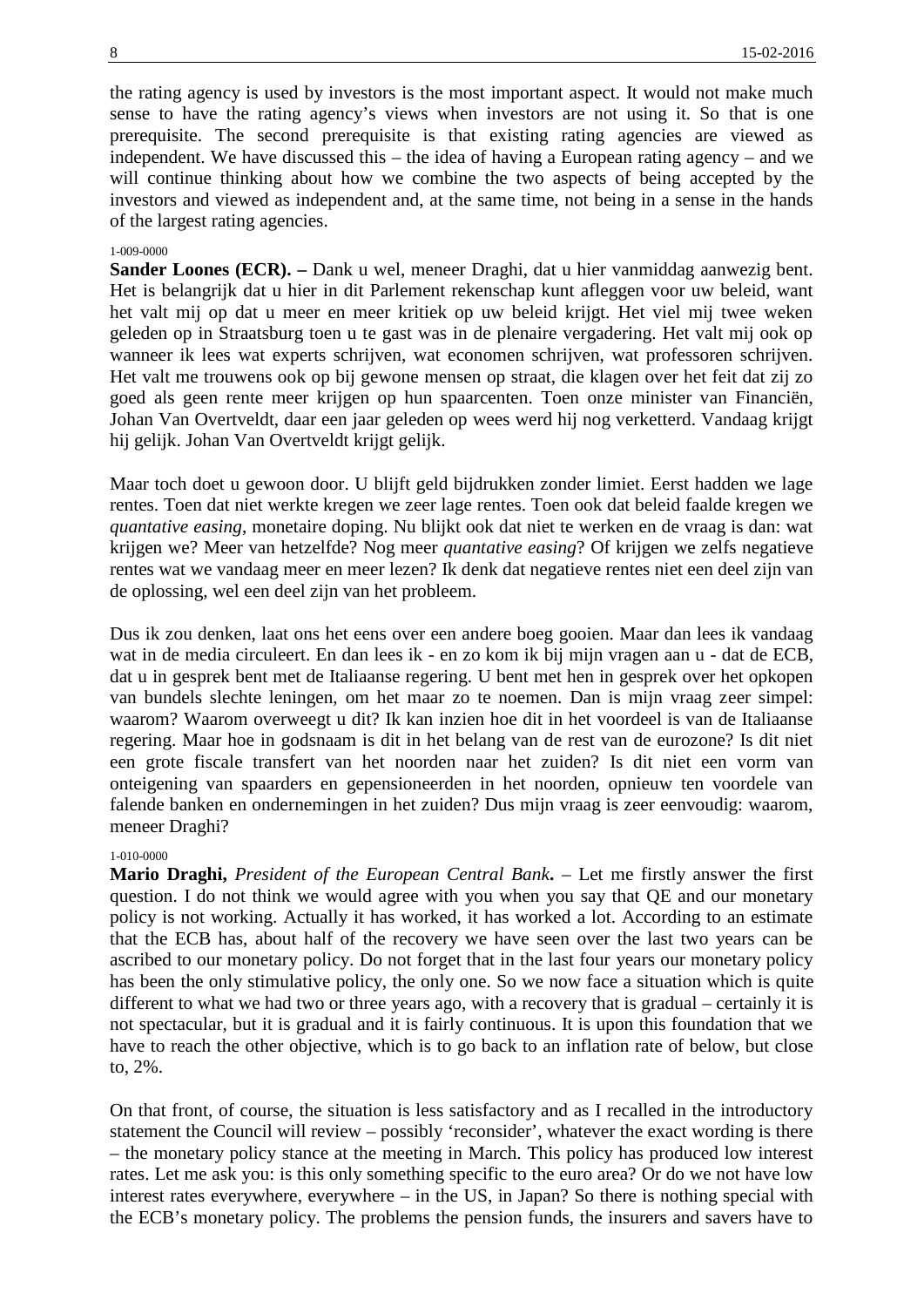the rating agency is used by investors is the most important aspect. It would not make much sense to have the rating agency's views when investors are not using it. So that is one prerequisite. The second prerequisite is that existing rating agencies are viewed as independent. We have discussed this – the idea of having a European rating agency – and we will continue thinking about how we combine the two aspects of being accepted by the investors and viewed as independent and, at the same time, not being in a sense in the hands of the largest rating agencies.

1-009-0000

**Sander Loones (ECR). –** Dank u wel, meneer Draghi, dat u hier vanmiddag aanwezig bent. Het is belangrijk dat u hier in dit Parlement rekenschap kunt afleggen voor uw beleid, want het valt mij op dat u meer en meer kritiek op uw beleid krijgt. Het viel mij twee weken geleden op in Straatsburg toen u te gast was in de plenaire vergadering. Het valt mij ook op wanneer ik lees wat experts schrijven, wat economen schrijven, wat professoren schrijven. Het valt me trouwens ook op bij gewone mensen op straat, die klagen over het feit dat zij zo goed als geen rente meer krijgen op hun spaarcenten. Toen onze minister van Financiën, Johan Van Overtveldt, daar een jaar geleden op wees werd hij nog verketterd. Vandaag krijgt hij gelijk. Johan Van Overtveldt krijgt gelijk.

Maar toch doet u gewoon door. U blijft geld bijdrukken zonder limiet. Eerst hadden we lage rentes. Toen dat niet werkte kregen we zeer lage rentes. Toen ook dat beleid faalde kregen we *quantative easing*, monetaire doping. Nu blijkt ook dat niet te werken en de vraag is dan: wat krijgen we? Meer van hetzelfde? Nog meer *quantative easing*? Of krijgen we zelfs negatieve rentes wat we vandaag meer en meer lezen? Ik denk dat negatieve rentes niet een deel zijn van de oplossing, wel een deel zijn van het probleem.

Dus ik zou denken, laat ons het eens over een andere boeg gooien. Maar dan lees ik vandaag wat in de media circuleert. En dan lees ik - en zo kom ik bij mijn vragen aan u - dat de ECB, dat u in gesprek bent met de Italiaanse regering. U bent met hen in gesprek over het opkopen van bundels slechte leningen, om het maar zo te noemen. Dan is mijn vraag zeer simpel: waarom? Waarom overweegt u dit? Ik kan inzien hoe dit in het voordeel is van de Italiaanse regering. Maar hoe in godsnaam is dit in het belang van de rest van de eurozone? Is dit niet een grote fiscale transfert van het noorden naar het zuiden? Is dit niet een vorm van onteigening van spaarders en gepensioneerden in het noorden, opnieuw ten voordele van falende banken en ondernemingen in het zuiden? Dus mijn vraag is zeer eenvoudig: waarom, meneer Draghi?

1-010-0000

**Mario Draghi,** *President of the European Central Bank***.** – Let me firstly answer the first question. I do not think we would agree with you when you say that QE and our monetary policy is not working. Actually it has worked, it has worked a lot. According to an estimate that the ECB has, about half of the recovery we have seen over the last two years can be ascribed to our monetary policy. Do not forget that in the last four years our monetary policy has been the only stimulative policy, the only one. So we now face a situation which is quite different to what we had two or three years ago, with a recovery that is gradual – certainly it is not spectacular, but it is gradual and it is fairly continuous. It is upon this foundation that we have to reach the other objective, which is to go back to an inflation rate of below, but close to, 2%.

On that front, of course, the situation is less satisfactory and as I recalled in the introductory statement the Council will review – possibly 'reconsider', whatever the exact wording is there – the monetary policy stance at the meeting in March. This policy has produced low interest rates. Let me ask you: is this only something specific to the euro area? Or do we not have low interest rates everywhere, everywhere – in the US, in Japan? So there is nothing special with the ECB's monetary policy. The problems the pension funds, the insurers and savers have to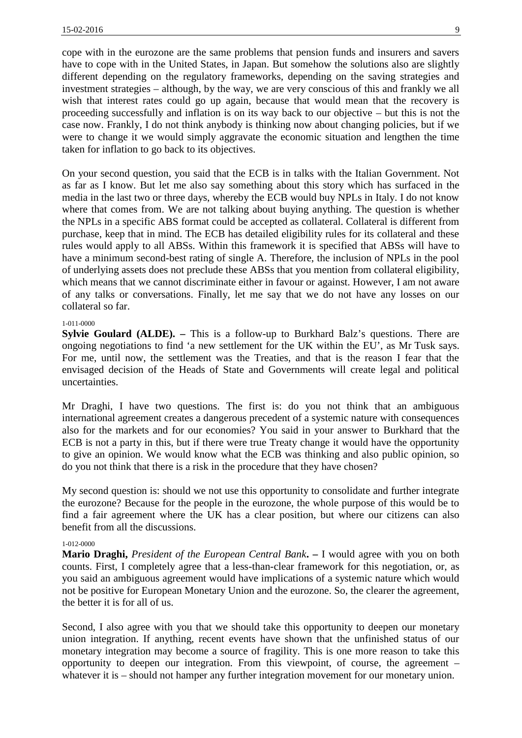cope with in the eurozone are the same problems that pension funds and insurers and savers have to cope with in the United States, in Japan. But somehow the solutions also are slightly different depending on the regulatory frameworks, depending on the saving strategies and investment strategies – although, by the way, we are very conscious of this and frankly we all wish that interest rates could go up again, because that would mean that the recovery is proceeding successfully and inflation is on its way back to our objective – but this is not the case now. Frankly, I do not think anybody is thinking now about changing policies, but if we were to change it we would simply aggravate the economic situation and lengthen the time taken for inflation to go back to its objectives.

On your second question, you said that the ECB is in talks with the Italian Government. Not as far as I know. But let me also say something about this story which has surfaced in the media in the last two or three days, whereby the ECB would buy NPLs in Italy. I do not know where that comes from. We are not talking about buying anything. The question is whether the NPLs in a specific ABS format could be accepted as collateral. Collateral is different from purchase, keep that in mind. The ECB has detailed eligibility rules for its collateral and these rules would apply to all ABSs. Within this framework it is specified that ABSs will have to have a minimum second-best rating of single A. Therefore, the inclusion of NPLs in the pool of underlying assets does not preclude these ABSs that you mention from collateral eligibility, which means that we cannot discriminate either in favour or against. However, I am not aware of any talks or conversations. Finally, let me say that we do not have any losses on our collateral so far.

1-011-0000

**Sylvie Goulard (ALDE). –** This is a follow-up to Burkhard Balz's questions. There are ongoing negotiations to find 'a new settlement for the UK within the EU', as Mr Tusk says. For me, until now, the settlement was the Treaties, and that is the reason I fear that the envisaged decision of the Heads of State and Governments will create legal and political uncertainties.

Mr Draghi, I have two questions. The first is: do you not think that an ambiguous international agreement creates a dangerous precedent of a systemic nature with consequences also for the markets and for our economies? You said in your answer to Burkhard that the ECB is not a party in this, but if there were true Treaty change it would have the opportunity to give an opinion. We would know what the ECB was thinking and also public opinion, so do you not think that there is a risk in the procedure that they have chosen?

My second question is: should we not use this opportunity to consolidate and further integrate the eurozone? Because for the people in the eurozone, the whole purpose of this would be to find a fair agreement where the UK has a clear position, but where our citizens can also benefit from all the discussions.

1-012-0000

**Mario Draghi,** *President of the European Central Bank***. –** I would agree with you on both counts. First, I completely agree that a less-than-clear framework for this negotiation, or, as you said an ambiguous agreement would have implications of a systemic nature which would not be positive for European Monetary Union and the eurozone. So, the clearer the agreement, the better it is for all of us.

Second, I also agree with you that we should take this opportunity to deepen our monetary union integration. If anything, recent events have shown that the unfinished status of our monetary integration may become a source of fragility. This is one more reason to take this opportunity to deepen our integration. From this viewpoint, of course, the agreement – whatever it is – should not hamper any further integration movement for our monetary union.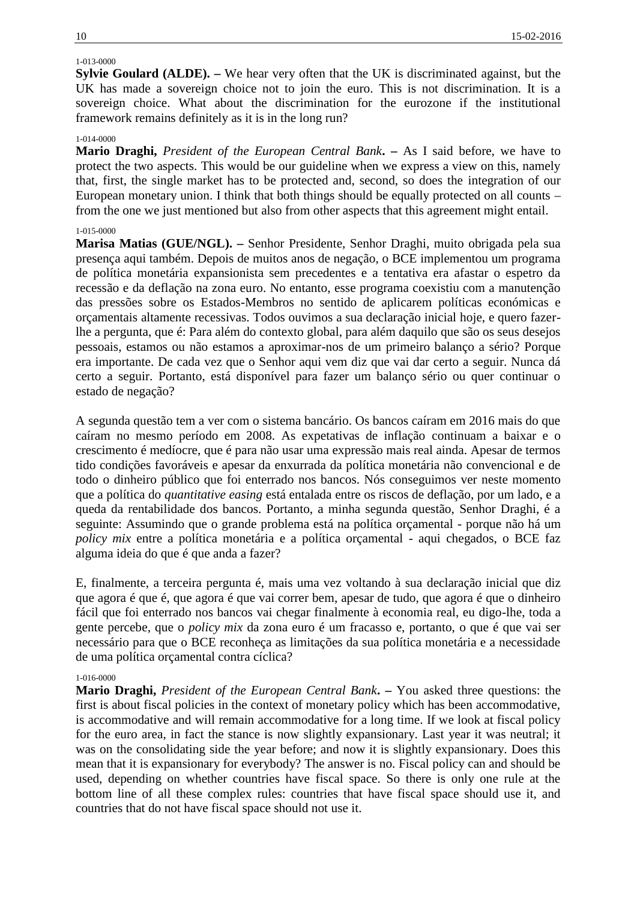1-013-0000

**Sylvie Goulard (ALDE). –** We hear very often that the UK is discriminated against, but the UK has made a sovereign choice not to join the euro. This is not discrimination. It is a sovereign choice. What about the discrimination for the eurozone if the institutional framework remains definitely as it is in the long run?

1-014-0000

**Mario Draghi,** *President of the European Central Bank***. –** As I said before, we have to protect the two aspects. This would be our guideline when we express a view on this, namely that, first, the single market has to be protected and, second, so does the integration of our European monetary union. I think that both things should be equally protected on all counts – from the one we just mentioned but also from other aspects that this agreement might entail.

1-015-0000

**Marisa Matias (GUE/NGL). –** Senhor Presidente, Senhor Draghi, muito obrigada pela sua presença aqui também. Depois de muitos anos de negação, o BCE implementou um programa de política monetária expansionista sem precedentes e a tentativa era afastar o espetro da recessão e da deflação na zona euro. No entanto, esse programa coexistiu com a manutenção das pressões sobre os Estados-Membros no sentido de aplicarem políticas económicas e orçamentais altamente recessivas. Todos ouvimos a sua declaração inicial hoje, e quero fazer-lhe a pergunta, que é: Para além do contexto global, para além daquilo que são os seus desejos pessoais, estamos ou não estamos a aproximar-nos de um primeiro balanço a sério? Porque era importante. De cada vez que o Senhor aqui vem diz que vai dar certo a seguir. Nunca dá certo a seguir. Portanto, está disponível para fazer um balanço sério ou quer continuar o estado de negação?

A segunda questão tem a ver com o sistema bancário. Os bancos caíram em 2016 mais do que caíram no mesmo período em 2008. As expetativas de inflação continuam a baixar e o crescimento é medíocre, que é para não usar uma expressão mais real ainda. Apesar de termos tido condições favoráveis e apesar da enxurrada da política monetária não convencional e de todo o dinheiro público que foi enterrado nos bancos. Nós conseguimos ver neste momento que a política do *quantitative easing* está entalada entre os riscos de deflação, por um lado, e a queda da rentabilidade dos bancos. Portanto, a minha segunda questão, Senhor Draghi, é a seguinte: Assumindo que o grande problema está na política orçamental - porque não há um *policy mix* entre a política monetária e a política orçamental - aqui chegados, o BCE faz alguma ideia do que é que anda a fazer?

E, finalmente, a terceira pergunta é, mais uma vez voltando à sua declaração inicial que diz que agora é que é, que agora é que vai correr bem, apesar de tudo, que agora é que o dinheiro fácil que foi enterrado nos bancos vai chegar finalmente à economia real, eu digo-lhe, toda a gente percebe, que o *policy mix* da zona euro é um fracasso e, portanto, o que é que vai ser necessário para que o BCE reconheça as limitações da sua política monetária e a necessidade de uma política orçamental contra cíclica?

1-016-0000

**Mario Draghi,** *President of the European Central Bank***. –** You asked three questions: the first is about fiscal policies in the context of monetary policy which has been accommodative, is accommodative and will remain accommodative for a long time. If we look at fiscal policy for the euro area, in fact the stance is now slightly expansionary. Last year it was neutral; it was on the consolidating side the year before; and now it is slightly expansionary. Does this mean that it is expansionary for everybody? The answer is no. Fiscal policy can and should be used, depending on whether countries have fiscal space. So there is only one rule at the bottom line of all these complex rules: countries that have fiscal space should use it, and countries that do not have fiscal space should not use it.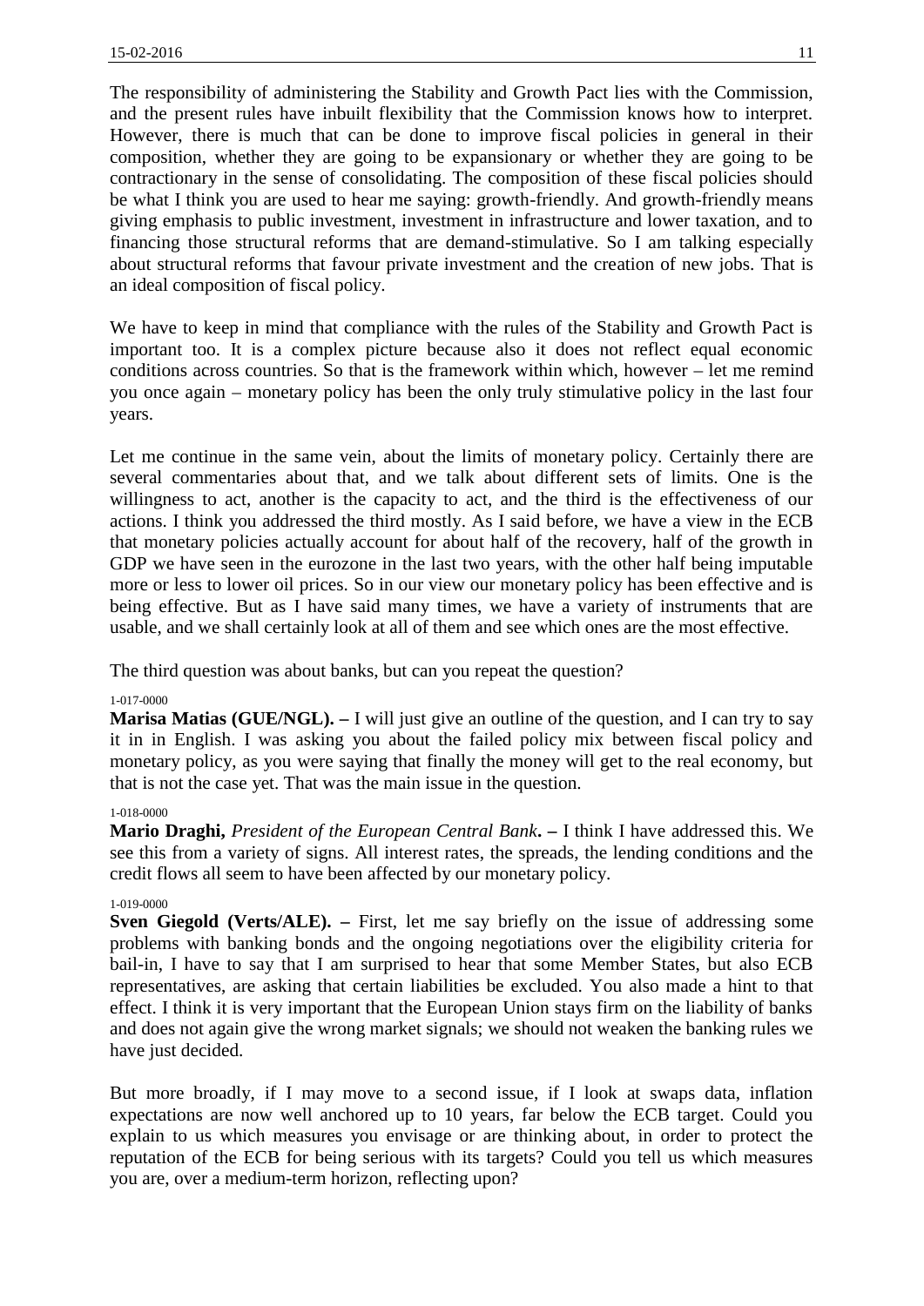The responsibility of administering the Stability and Growth Pact lies with the Commission, and the present rules have inbuilt flexibility that the Commission knows how to interpret. However, there is much that can be done to improve fiscal policies in general in their composition, whether they are going to be expansionary or whether they are going to be contractionary in the sense of consolidating. The composition of these fiscal policies should be what I think you are used to hear me saying: growth-friendly. And growth-friendly means giving emphasis to public investment, investment in infrastructure and lower taxation, and to financing those structural reforms that are demand-stimulative. So I am talking especially about structural reforms that favour private investment and the creation of new jobs. That is an ideal composition of fiscal policy.

We have to keep in mind that compliance with the rules of the Stability and Growth Pact is important too. It is a complex picture because also it does not reflect equal economic conditions across countries. So that is the framework within which, however – let me remind you once again – monetary policy has been the only truly stimulative policy in the last four years.

Let me continue in the same vein, about the limits of monetary policy. Certainly there are several commentaries about that, and we talk about different sets of limits. One is the willingness to act, another is the capacity to act, and the third is the effectiveness of our actions. I think you addressed the third mostly. As I said before, we have a view in the ECB that monetary policies actually account for about half of the recovery, half of the growth in GDP we have seen in the eurozone in the last two years, with the other half being imputable more or less to lower oil prices. So in our view our monetary policy has been effective and is being effective. But as I have said many times, we have a variety of instruments that are usable, and we shall certainly look at all of them and see which ones are the most effective.

The third question was about banks, but can you repeat the question?

1-017-0000

**Marisa Matias (GUE/NGL). –** I will just give an outline of the question, and I can try to say it in in English. I was asking you about the failed policy mix between fiscal policy and monetary policy, as you were saying that finally the money will get to the real economy, but that is not the case yet. That was the main issue in the question.

1-018-0000

**Mario Draghi,** *President of the European Central Bank***. –** I think I have addressed this. We see this from a variety of signs. All interest rates, the spreads, the lending conditions and the credit flows all seem to have been affected by our monetary policy.

1-019-0000

**Sven Giegold (Verts/ALE). –** First, let me say briefly on the issue of addressing some problems with banking bonds and the ongoing negotiations over the eligibility criteria for bail-in, I have to say that I am surprised to hear that some Member States, but also ECB representatives, are asking that certain liabilities be excluded. You also made a hint to that effect. I think it is very important that the European Union stays firm on the liability of banks and does not again give the wrong market signals; we should not weaken the banking rules we have just decided.

But more broadly, if I may move to a second issue, if I look at swaps data, inflation expectations are now well anchored up to 10 years, far below the ECB target. Could you explain to us which measures you envisage or are thinking about, in order to protect the reputation of the ECB for being serious with its targets? Could you tell us which measures you are, over a medium-term horizon, reflecting upon?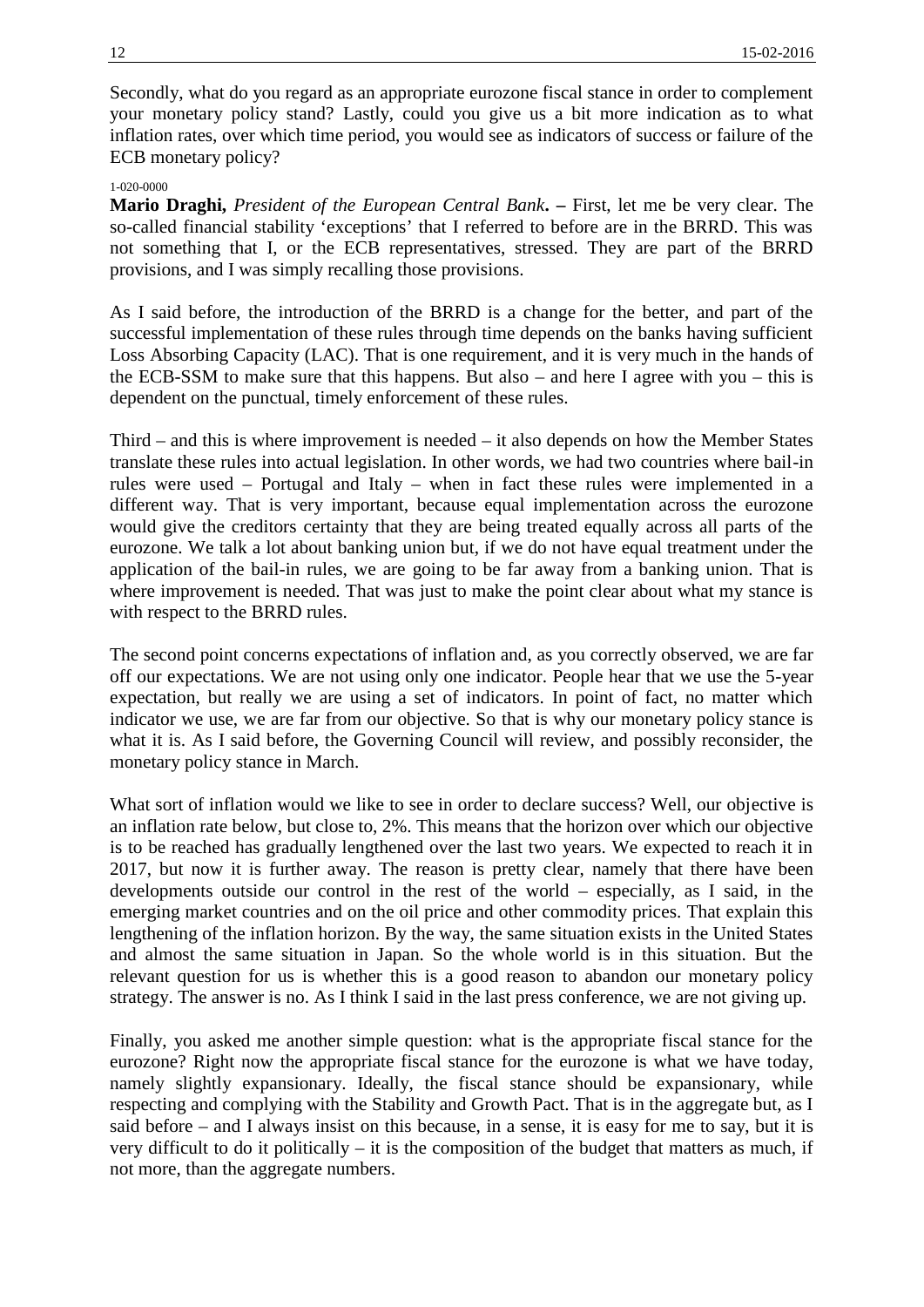Secondly, what do you regard as an appropriate eurozone fiscal stance in order to complement your monetary policy stand? Lastly, could you give us a bit more indication as to what inflation rates, over which time period, you would see as indicators of success or failure of the ECB monetary policy?

1-020-0000

**Mario Draghi,** *President of the European Central Bank***. –** First, let me be very clear. The so-called financial stability 'exceptions' that I referred to before are in the BRRD. This was not something that I, or the ECB representatives, stressed. They are part of the BRRD provisions, and I was simply recalling those provisions.

As I said before, the introduction of the BRRD is a change for the better, and part of the successful implementation of these rules through time depends on the banks having sufficient Loss Absorbing Capacity (LAC). That is one requirement, and it is very much in the hands of the ECB-SSM to make sure that this happens. But also – and here I agree with you – this is dependent on the punctual, timely enforcement of these rules.

Third – and this is where improvement is needed – it also depends on how the Member States translate these rules into actual legislation. In other words, we had two countries where bail-in rules were used – Portugal and Italy – when in fact these rules were implemented in a different way. That is very important, because equal implementation across the eurozone would give the creditors certainty that they are being treated equally across all parts of the eurozone. We talk a lot about banking union but, if we do not have equal treatment under the application of the bail-in rules, we are going to be far away from a banking union. That is where improvement is needed. That was just to make the point clear about what my stance is with respect to the BRRD rules.

The second point concerns expectations of inflation and, as you correctly observed, we are far off our expectations. We are not using only one indicator. People hear that we use the 5-year expectation, but really we are using a set of indicators. In point of fact, no matter which indicator we use, we are far from our objective. So that is why our monetary policy stance is what it is. As I said before, the Governing Council will review, and possibly reconsider, the monetary policy stance in March.

What sort of inflation would we like to see in order to declare success? Well, our objective is an inflation rate below, but close to, 2%. This means that the horizon over which our objective is to be reached has gradually lengthened over the last two years. We expected to reach it in 2017, but now it is further away. The reason is pretty clear, namely that there have been developments outside our control in the rest of the world – especially, as I said, in the emerging market countries and on the oil price and other commodity prices. That explain this lengthening of the inflation horizon. By the way, the same situation exists in the United States and almost the same situation in Japan. So the whole world is in this situation. But the relevant question for us is whether this is a good reason to abandon our monetary policy strategy. The answer is no. As I think I said in the last press conference, we are not giving up.

Finally, you asked me another simple question: what is the appropriate fiscal stance for the eurozone? Right now the appropriate fiscal stance for the eurozone is what we have today, namely slightly expansionary. Ideally, the fiscal stance should be expansionary, while respecting and complying with the Stability and Growth Pact. That is in the aggregate but, as I said before – and I always insist on this because, in a sense, it is easy for me to say, but it is very difficult to do it politically – it is the composition of the budget that matters as much, if not more, than the aggregate numbers.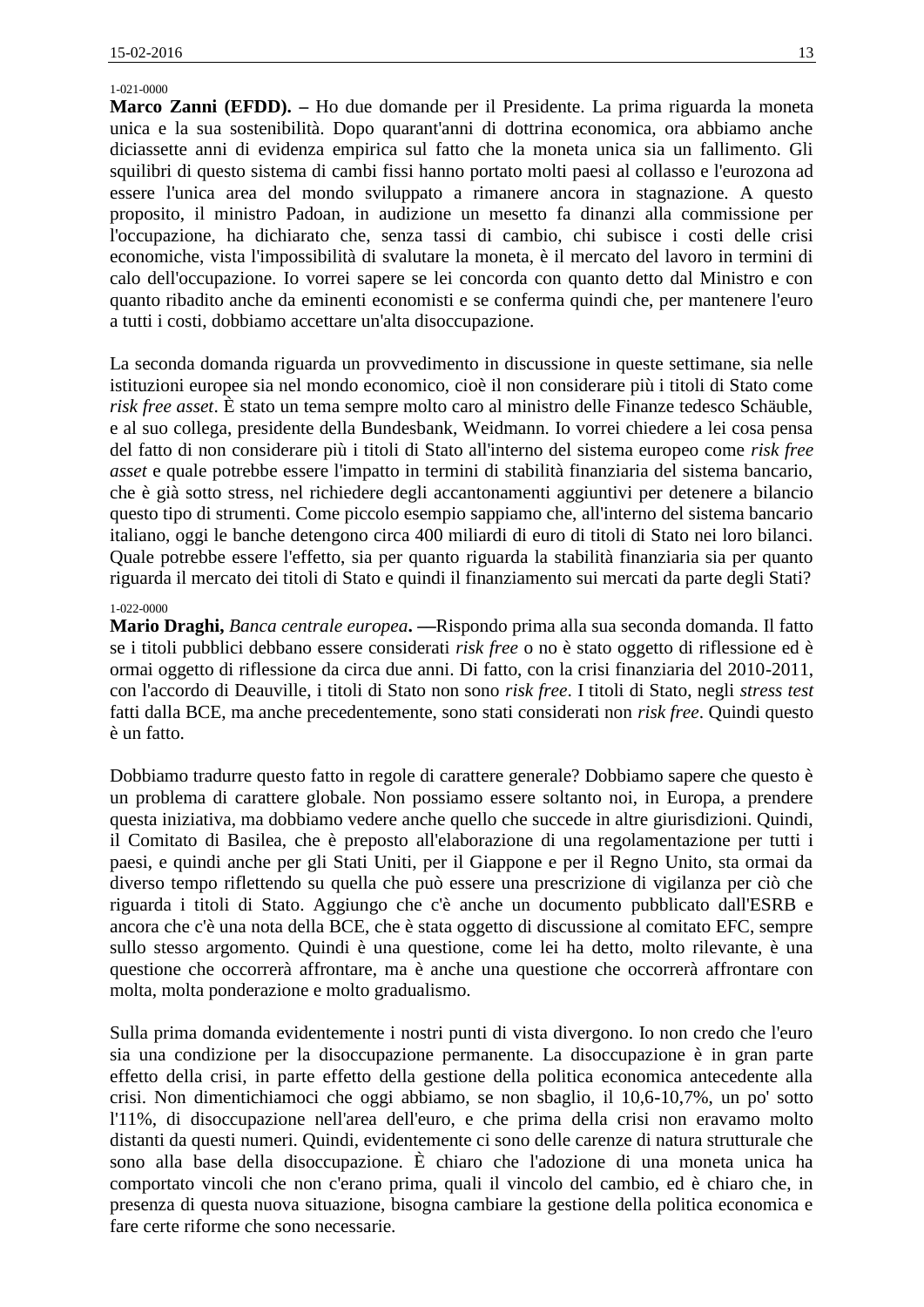1-021-0000

**Marco Zanni (EFDD). –** Ho due domande per il Presidente. La prima riguarda la moneta unica e la sua sostenibilità. Dopo quarant'anni di dottrina economica, ora abbiamo anche diciassette anni di evidenza empirica sul fatto che la moneta unica sia un fallimento. Gli squilibri di questo sistema di cambi fissi hanno portato molti paesi al collasso e l'eurozona ad essere l'unica area del mondo sviluppato a rimanere ancora in stagnazione. A questo proposito, il ministro Padoan, in audizione un mesetto fa dinanzi alla commissione per l'occupazione, ha dichiarato che, senza tassi di cambio, chi subisce i costi delle crisi economiche, vista l'impossibilità di svalutare la moneta, è il mercato del lavoro in termini di calo dell'occupazione. Io vorrei sapere se lei concorda con quanto detto dal Ministro e con quanto ribadito anche da eminenti economisti e se conferma quindi che, per mantenere l'euro a tutti i costi, dobbiamo accettare un'alta disoccupazione.

La seconda domanda riguarda un provvedimento in discussione in queste settimane, sia nelle istituzioni europee sia nel mondo economico, cioè il non considerare più i titoli di Stato come *risk free asset*. È stato un tema sempre molto caro al ministro delle Finanze tedesco Schäuble, e al suo collega, presidente della Bundesbank, Weidmann. Io vorrei chiedere a lei cosa pensa del fatto di non considerare più i titoli di Stato all'interno del sistema europeo come *risk free asset* e quale potrebbe essere l'impatto in termini di stabilità finanziaria del sistema bancario, che è già sotto stress, nel richiedere degli accantonamenti aggiuntivi per detenere a bilancio questo tipo di strumenti. Come piccolo esempio sappiamo che, all'interno del sistema bancario italiano, oggi le banche detengono circa 400 miliardi di euro di titoli di Stato nei loro bilanci. Quale potrebbe essere l'effetto, sia per quanto riguarda la stabilità finanziaria sia per quanto riguarda il mercato dei titoli di Stato e quindi il finanziamento sui mercati da parte degli Stati?

1-022-0000

**Mario Draghi,** *Banca centrale europea***. —**Rispondo prima alla sua seconda domanda. Il fatto se i titoli pubblici debbano essere considerati *risk free* o no è stato oggetto di riflessione ed è ormai oggetto di riflessione da circa due anni. Di fatto, con la crisi finanziaria del 2010-2011, con l'accordo di Deauville, i titoli di Stato non sono *risk free*. I titoli di Stato, negli *stress test* fatti dalla BCE, ma anche precedentemente, sono stati considerati non *risk free*. Quindi questo è un fatto.

Dobbiamo tradurre questo fatto in regole di carattere generale? Dobbiamo sapere che questo è un problema di carattere globale. Non possiamo essere soltanto noi, in Europa, a prendere questa iniziativa, ma dobbiamo vedere anche quello che succede in altre giurisdizioni. Quindi, il Comitato di Basilea, che è preposto all'elaborazione di una regolamentazione per tutti i paesi, e quindi anche per gli Stati Uniti, per il Giappone e per il Regno Unito, sta ormai da diverso tempo riflettendo su quella che può essere una prescrizione di vigilanza per ciò che riguarda i titoli di Stato. Aggiungo che c'è anche un documento pubblicato dall'ESRB e ancora che c'è una nota della BCE, che è stata oggetto di discussione al comitato EFC, sempre sullo stesso argomento. Quindi è una questione, come lei ha detto, molto rilevante, è una questione che occorrerà affrontare, ma è anche una questione che occorrerà affrontare con molta, molta ponderazione e molto gradualismo.

Sulla prima domanda evidentemente i nostri punti di vista divergono. Io non credo che l'euro sia una condizione per la disoccupazione permanente. La disoccupazione è in gran parte effetto della crisi, in parte effetto della gestione della politica economica antecedente alla crisi. Non dimentichiamoci che oggi abbiamo, se non sbaglio, il 10,6-10,7%, un po' sotto l'11%, di disoccupazione nell'area dell'euro, e che prima della crisi non eravamo molto distanti da questi numeri. Quindi, evidentemente ci sono delle carenze di natura strutturale che sono alla base della disoccupazione. È chiaro che l'adozione di una moneta unica ha comportato vincoli che non c'erano prima, quali il vincolo del cambio, ed è chiaro che, in presenza di questa nuova situazione, bisogna cambiare la gestione della politica economica e fare certe riforme che sono necessarie.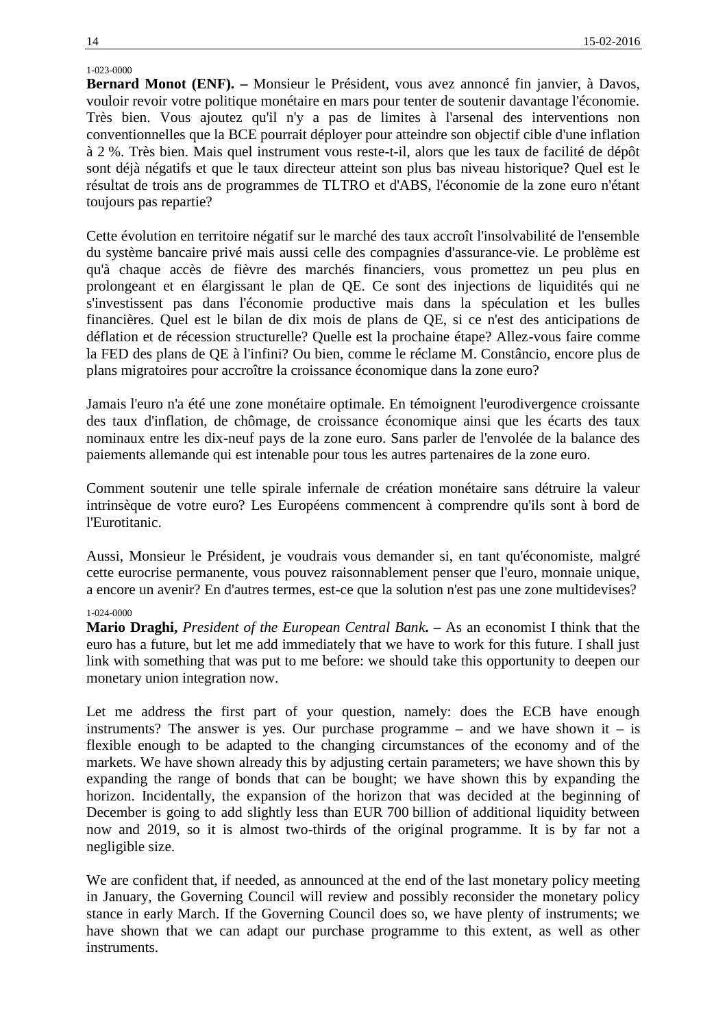1-023-0000

**Bernard Monot (ENF).** – Monsieur le Président, vous avez annoncé fin janvier, à Davos, vouloir revoir votre politique monétaire en mars pour tenter de soutenir davantage l'économie. Très bien. Vous ajoutez qu'il n'y a pas de limites à l'arsenal des interventions non conventionnelles que la BCE pourrait déployer pour atteindre son objectif cible d'une inflation à 2 %. Très bien. Mais quel instrument vous reste-t-il, alors que les taux de facilité de dépôt sont déjà négatifs et que le taux directeur atteint son plus bas niveau historique? Quel est le résultat de trois ans de programmes de TLTRO et d'ABS, l'économie de la zone euro n'étant toujours pas repartie?

Cette évolution en territoire négatif sur le marché des taux accroît l'insolvabilité de l'ensemble du système bancaire privé mais aussi celle des compagnies d'assurance-vie. Le problème est qu'à chaque accès de fièvre des marchés financiers, vous promettez un peu plus en prolongeant et en élargissant le plan de QE. Ce sont des injections de liquidités qui ne s'investissent pas dans l'économie productive mais dans la spéculation et les bulles financières. Quel est le bilan de dix mois de plans de QE, si ce n'est des anticipations de déflation et de récession structurelle? Quelle est la prochaine étape? Allez-vous faire comme la FED des plans de QE à l'infini? Ou bien, comme le réclame M. Constâncio, encore plus de plans migratoires pour accroître la croissance économique dans la zone euro?

Jamais l'euro n'a été une zone monétaire optimale. En témoignent l'eurodivergence croissante des taux d'inflation, de chômage, de croissance économique ainsi que les écarts des taux nominaux entre les dix-neuf pays de la zone euro. Sans parler de l'envolée de la balance des paiements allemande qui est intenable pour tous les autres partenaires de la zone euro.

Comment soutenir une telle spirale infernale de création monétaire sans détruire la valeur intrinsèque de votre euro? Les Européens commencent à comprendre qu'ils sont à bord de l'Eurotitanic.

Aussi, Monsieur le Président, je voudrais vous demander si, en tant qu'économiste, malgré cette eurocrise permanente, vous pouvez raisonnablement penser que l'euro, monnaie unique, a encore un avenir? En d'autres termes, est-ce que la solution n'est pas une zone multidevises?

1-024-0000

**Mario Draghi,** *President of the European Central Bank***.** – As an economist I think that the euro has a future, but let me add immediately that we have to work for this future. I shall just link with something that was put to me before: we should take this opportunity to deepen our monetary union integration now.

Let me address the first part of your question, namely: does the ECB have enough instruments? The answer is yes. Our purchase programme – and we have shown it – is flexible enough to be adapted to the changing circumstances of the economy and of the markets. We have shown already this by adjusting certain parameters; we have shown this by expanding the range of bonds that can be bought; we have shown this by expanding the horizon. Incidentally, the expansion of the horizon that was decided at the beginning of December is going to add slightly less than EUR 700 billion of additional liquidity between now and 2019, so it is almost two-thirds of the original programme. It is by far not a negligible size.

We are confident that, if needed, as announced at the end of the last monetary policy meeting in January, the Governing Council will review and possibly reconsider the monetary policy stance in early March. If the Governing Council does so, we have plenty of instruments; we have shown that we can adapt our purchase programme to this extent, as well as other instruments.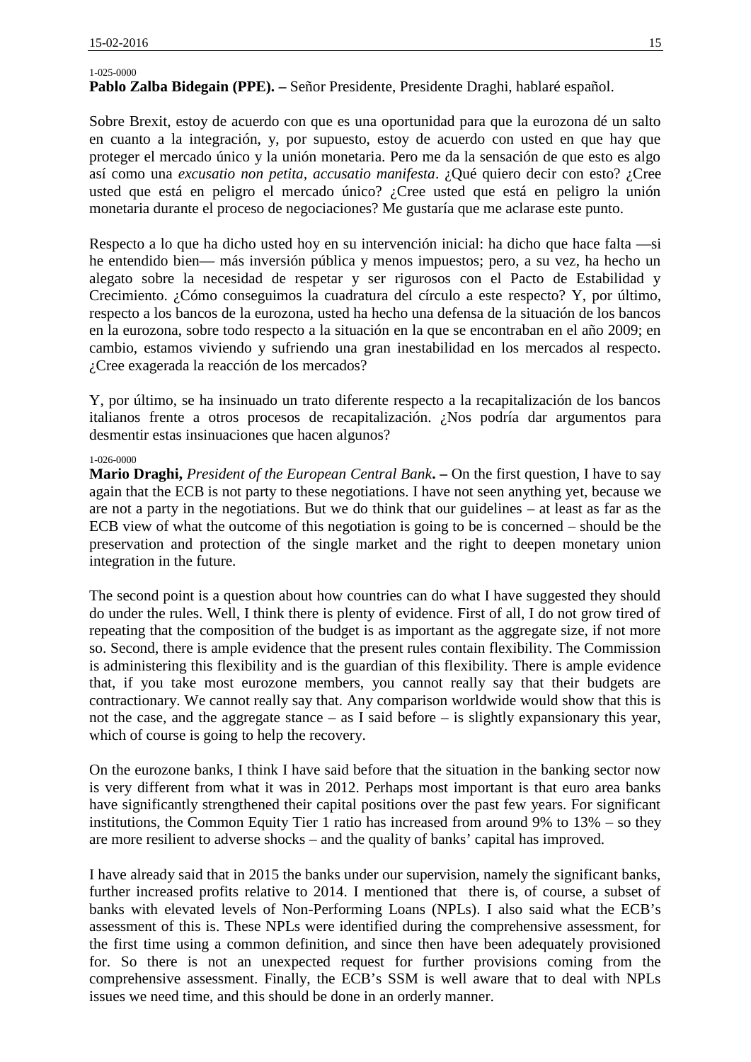1-025-0000

**Pablo Zalba Bidegain (PPE). –** Señor Presidente, Presidente Draghi, hablaré español.

Sobre Brexit, estoy de acuerdo con que es una oportunidad para que la eurozona dé un salto en cuanto a la integración, y, por supuesto, estoy de acuerdo con usted en que hay que proteger el mercado único y la unión monetaria. Pero me da la sensación de que esto es algo así como una *excusatio non petita, accusatio manifesta*. ¿Qué quiero decir con esto? ¿Cree usted que está en peligro el mercado único? ¿Cree usted que está en peligro la unión monetaria durante el proceso de negociaciones? Me gustaría que me aclarase este punto.

Respecto a lo que ha dicho usted hoy en su intervención inicial: ha dicho que hace falta —si he entendido bien— más inversión pública y menos impuestos; pero, a su vez, ha hecho un alegato sobre la necesidad de respetar y ser rigurosos con el Pacto de Estabilidad y Crecimiento. ¿Cómo conseguimos la cuadratura del círculo a este respecto? Y, por último, respecto a los bancos de la eurozona, usted ha hecho una defensa de la situación de los bancos en la eurozona, sobre todo respecto a la situación en la que se encontraban en el año 2009; en cambio, estamos viviendo y sufriendo una gran inestabilidad en los mercados al respecto. ¿Cree exagerada la reacción de los mercados?

Y, por último, se ha insinuado un trato diferente respecto a la recapitalización de los bancos italianos frente a otros procesos de recapitalización. ¿Nos podría dar argumentos para desmentir estas insinuaciones que hacen algunos?

1-026-0000

**Mario Draghi,** *President of the European Central Bank***. –** On the first question, I have to say again that the ECB is not party to these negotiations. I have not seen anything yet, because we are not a party in the negotiations. But we do think that our guidelines – at least as far as the ECB view of what the outcome of this negotiation is going to be is concerned – should be the preservation and protection of the single market and the right to deepen monetary union integration in the future.

The second point is a question about how countries can do what I have suggested they should do under the rules. Well, I think there is plenty of evidence. First of all, I do not grow tired of repeating that the composition of the budget is as important as the aggregate size, if not more so. Second, there is ample evidence that the present rules contain flexibility. The Commission is administering this flexibility and is the guardian of this flexibility. There is ample evidence that, if you take most eurozone members, you cannot really say that their budgets are contractionary. We cannot really say that. Any comparison worldwide would show that this is not the case, and the aggregate stance – as I said before – is slightly expansionary this year, which of course is going to help the recovery.

On the eurozone banks, I think I have said before that the situation in the banking sector now is very different from what it was in 2012. Perhaps most important is that euro area banks have significantly strengthened their capital positions over the past few years. For significant institutions, the Common Equity Tier 1 ratio has increased from around 9% to 13% – so they are more resilient to adverse shocks – and the quality of banks' capital has improved.

I have already said that in 2015 the banks under our supervision, namely the significant banks, further increased profits relative to 2014. I mentioned that there is, of course, a subset of banks with elevated levels of Non-Performing Loans (NPLs). I also said what the ECB's assessment of this is. These NPLs were identified during the comprehensive assessment, for the first time using a common definition, and since then have been adequately provisioned for. So there is not an unexpected request for further provisions coming from the comprehensive assessment. Finally, the ECB's SSM is well aware that to deal with NPLs issues we need time, and this should be done in an orderly manner.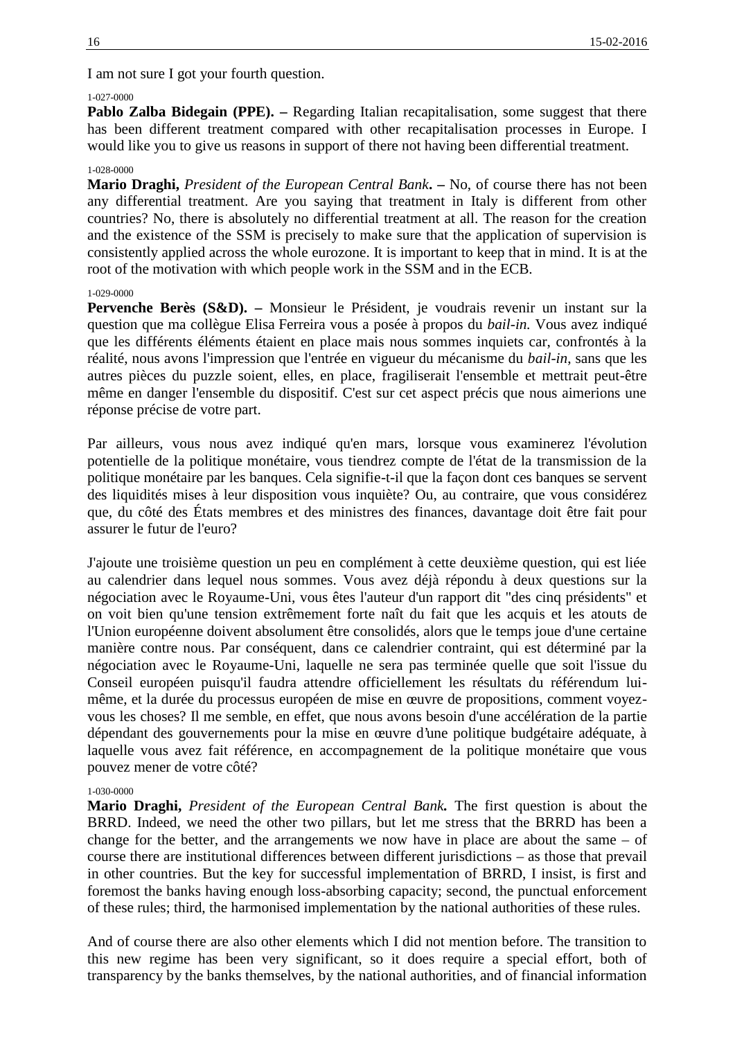I am not sure I got your fourth question.

1-027-0000

**Pablo Zalba Bidegain (PPE). –** Regarding Italian recapitalisation, some suggest that there has been different treatment compared with other recapitalisation processes in Europe. I would like you to give us reasons in support of there not having been differential treatment.

1-028-0000

**Mario Draghi,** *President of the European Central Bank***. –** No, of course there has not been any differential treatment. Are you saying that treatment in Italy is different from other countries? No, there is absolutely no differential treatment at all. The reason for the creation and the existence of the SSM is precisely to make sure that the application of supervision is consistently applied across the whole eurozone. It is important to keep that in mind. It is at the root of the motivation with which people work in the SSM and in the ECB.

1-029-0000

**Pervenche Berès (S&D). –** Monsieur le Président, je voudrais revenir un instant sur la question que ma collègue Elisa Ferreira vous a posée à propos du *bail-in.* Vous avez indiqué que les différents éléments étaient en place mais nous sommes inquiets car, confrontés à la réalité, nous avons l'impression que l'entrée en vigueur du mécanisme du *bail-in*, sans que les autres pièces du puzzle soient, elles, en place, fragiliserait l'ensemble et mettrait peut-être même en danger l'ensemble du dispositif. C'est sur cet aspect précis que nous aimerions une réponse précise de votre part.

Par ailleurs, vous nous avez indiqué qu'en mars, lorsque vous examinerez l'évolution potentielle de la politique monétaire, vous tiendrez compte de l'état de la transmission de la politique monétaire par les banques. Cela signifie-t-il que la façon dont ces banques se servent des liquidités mises à leur disposition vous inquiète? Ou, au contraire, que vous considérez que, du côté des États membres et des ministres des finances, davantage doit être fait pour assurer le futur de l'euro?

J'ajoute une troisième question un peu en complément à cette deuxième question, qui est liée au calendrier dans lequel nous sommes. Vous avez déjà répondu à deux questions sur la négociation avec le Royaume-Uni, vous êtes l'auteur d'un rapport dit "des cinq présidents" et on voit bien qu'une tension extrêmement forte naît du fait que les acquis et les atouts de l'Union européenne doivent absolument être consolidés, alors que le temps joue d'une certaine manière contre nous. Par conséquent, dans ce calendrier contraint, qui est déterminé par la négociation avec le Royaume-Uni, laquelle ne sera pas terminée quelle que soit l'issue du Conseil européen puisqu'il faudra attendre officiellement les résultats du référendum lui-même, et la durée du processus européen de mise en œuvre de propositions, comment voyez-vous les choses? Il me semble, en effet, que nous avons besoin d'une accélération de la partie dépendant des gouvernements pour la mise en œuvre d'une politique budgétaire adéquate, à laquelle vous avez fait référence, en accompagnement de la politique monétaire que vous pouvez mener de votre côté?

1-030-0000

**Mario Draghi,** *President of the European Central Bank.* The first question is about the BRRD. Indeed, we need the other two pillars, but let me stress that the BRRD has been a change for the better, and the arrangements we now have in place are about the same – of course there are institutional differences between different jurisdictions – as those that prevail in other countries. But the key for successful implementation of BRRD, I insist, is first and foremost the banks having enough loss-absorbing capacity; second, the punctual enforcement of these rules; third, the harmonised implementation by the national authorities of these rules.

And of course there are also other elements which I did not mention before. The transition to this new regime has been very significant, so it does require a special effort, both of transparency by the banks themselves, by the national authorities, and of financial information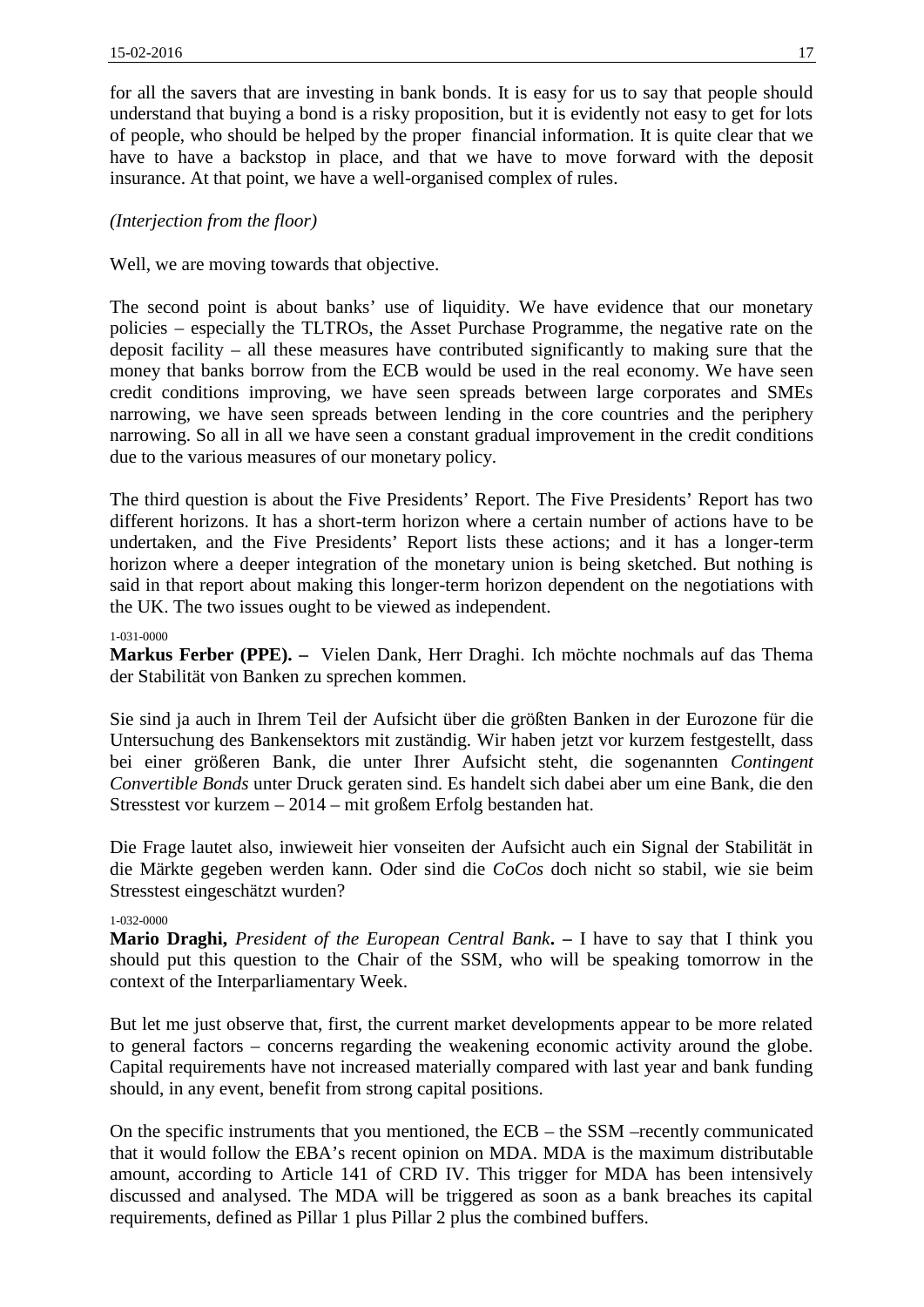for all the savers that are investing in bank bonds. It is easy for us to say that people should understand that buying a bond is a risky proposition, but it is evidently not easy to get for lots of people, who should be helped by the proper financial information. It is quite clear that we have to have a backstop in place, and that we have to move forward with the deposit insurance. At that point, we have a well-organised complex of rules.

*(Interjection from the floor)*

Well, we are moving towards that objective.

The second point is about banks' use of liquidity. We have evidence that our monetary policies – especially the TLTROs, the Asset Purchase Programme, the negative rate on the deposit facility – all these measures have contributed significantly to making sure that the money that banks borrow from the ECB would be used in the real economy. We have seen credit conditions improving, we have seen spreads between large corporates and SMEs narrowing, we have seen spreads between lending in the core countries and the periphery narrowing. So all in all we have seen a constant gradual improvement in the credit conditions due to the various measures of our monetary policy.

The third question is about the Five Presidents' Report. The Five Presidents' Report has two different horizons. It has a short-term horizon where a certain number of actions have to be undertaken, and the Five Presidents' Report lists these actions; and it has a longer-term horizon where a deeper integration of the monetary union is being sketched. But nothing is said in that report about making this longer-term horizon dependent on the negotiations with the UK. The two issues ought to be viewed as independent.

1-031-0000

**Markus Ferber (PPE). –** Vielen Dank, Herr Draghi. Ich möchte nochmals auf das Thema der Stabilität von Banken zu sprechen kommen.

Sie sind ja auch in Ihrem Teil der Aufsicht über die größten Banken in der Eurozone für die Untersuchung des Bankensektors mit zuständig. Wir haben jetzt vor kurzem festgestellt, dass bei einer größeren Bank, die unter Ihrer Aufsicht steht, die sogenannten *Contingent Convertible Bonds* unter Druck geraten sind. Es handelt sich dabei aber um eine Bank, die den Stresstest vor kurzem – 2014 – mit großem Erfolg bestanden hat.

Die Frage lautet also, inwieweit hier vonseiten der Aufsicht auch ein Signal der Stabilität in die Märkte gegeben werden kann. Oder sind die *CoCos* doch nicht so stabil, wie sie beim Stresstest eingeschätzt wurden?

1-032-0000

**Mario Draghi,** *President of the European Central Bank***. –** I have to say that I think you should put this question to the Chair of the SSM, who will be speaking tomorrow in the context of the Interparliamentary Week.

But let me just observe that, first, the current market developments appear to be more related to general factors – concerns regarding the weakening economic activity around the globe. Capital requirements have not increased materially compared with last year and bank funding should, in any event, benefit from strong capital positions.

On the specific instruments that you mentioned, the ECB – the SSM –recently communicated that it would follow the EBA's recent opinion on MDA. MDA is the maximum distributable amount, according to Article 141 of CRD IV. This trigger for MDA has been intensively discussed and analysed. The MDA will be triggered as soon as a bank breaches its capital requirements, defined as Pillar 1 plus Pillar 2 plus the combined buffers.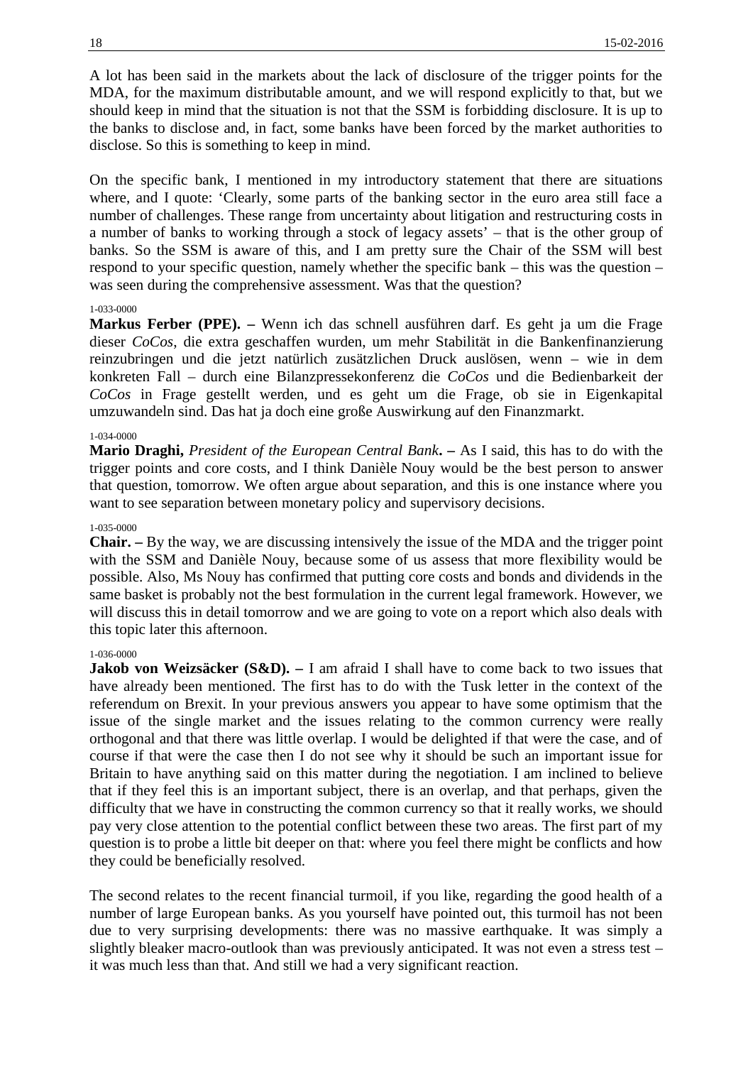A lot has been said in the markets about the lack of disclosure of the trigger points for the MDA, for the maximum distributable amount, and we will respond explicitly to that, but we should keep in mind that the situation is not that the SSM is forbidding disclosure. It is up to the banks to disclose and, in fact, some banks have been forced by the market authorities to disclose. So this is something to keep in mind.

On the specific bank, I mentioned in my introductory statement that there are situations where, and I quote: 'Clearly, some parts of the banking sector in the euro area still face a number of challenges. These range from uncertainty about litigation and restructuring costs in a number of banks to working through a stock of legacy assets' – that is the other group of banks. So the SSM is aware of this, and I am pretty sure the Chair of the SSM will best respond to your specific question, namely whether the specific bank – this was the question – was seen during the comprehensive assessment. Was that the question?

1-033-0000

**Markus Ferber (PPE).** – Wenn ich das schnell ausführen darf. Es geht ja um die Frage dieser *CoCos*, die extra geschaffen wurden, um mehr Stabilität in die Bankenfinanzierung reinzubringen und die jetzt natürlich zusätzlichen Druck auslösen, wenn – wie in dem konkreten Fall – durch eine Bilanzpressekonferenz die *CoCos* und die Bedienbarkeit der *CoCos* in Frage gestellt werden, und es geht um die Frage, ob sie in Eigenkapital umzuwandeln sind. Das hat ja doch eine große Auswirkung auf den Finanzmarkt.

1-034-0000

**Mario Draghi,** *President of the European Central Bank***.** – As I said, this has to do with the trigger points and core costs, and I think Danièle Nouy would be the best person to answer that question, tomorrow. We often argue about separation, and this is one instance where you want to see separation between monetary policy and supervisory decisions.

1-035-0000

**Chair.** – By the way, we are discussing intensively the issue of the MDA and the trigger point with the SSM and Danièle Nouy, because some of us assess that more flexibility would be possible. Also, Ms Nouy has confirmed that putting core costs and bonds and dividends in the same basket is probably not the best formulation in the current legal framework. However, we will discuss this in detail tomorrow and we are going to vote on a report which also deals with this topic later this afternoon.

1-036-0000

**Jakob von Weizsäcker (S&D).** – I am afraid I shall have to come back to two issues that have already been mentioned. The first has to do with the Tusk letter in the context of the referendum on Brexit. In your previous answers you appear to have some optimism that the issue of the single market and the issues relating to the common currency were really orthogonal and that there was little overlap. I would be delighted if that were the case, and of course if that were the case then I do not see why it should be such an important issue for Britain to have anything said on this matter during the negotiation. I am inclined to believe that if they feel this is an important subject, there is an overlap, and that perhaps, given the difficulty that we have in constructing the common currency so that it really works, we should pay very close attention to the potential conflict between these two areas. The first part of my question is to probe a little bit deeper on that: where you feel there might be conflicts and how they could be beneficially resolved.

The second relates to the recent financial turmoil, if you like, regarding the good health of a number of large European banks. As you yourself have pointed out, this turmoil has not been due to very surprising developments: there was no massive earthquake. It was simply a slightly bleaker macro-outlook than was previously anticipated. It was not even a stress test – it was much less than that. And still we had a very significant reaction.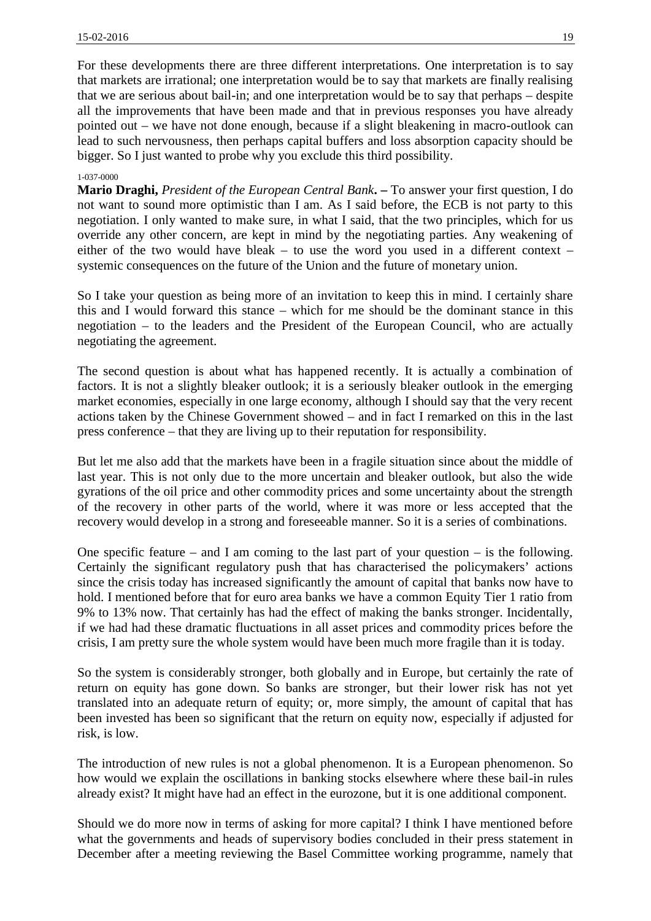For these developments there are three different interpretations. One interpretation is to say that markets are irrational; one interpretation would be to say that markets are finally realising that we are serious about bail-in; and one interpretation would be to say that perhaps – despite all the improvements that have been made and that in previous responses you have already pointed out – we have not done enough, because if a slight bleakening in macro-outlook can lead to such nervousness, then perhaps capital buffers and loss absorption capacity should be bigger. So I just wanted to probe why you exclude this third possibility.

1-037-0000

**Mario Draghi,** *President of the European Central Bank***. –** To answer your first question, I do not want to sound more optimistic than I am. As I said before, the ECB is not party to this negotiation. I only wanted to make sure, in what I said, that the two principles, which for us override any other concern, are kept in mind by the negotiating parties. Any weakening of either of the two would have bleak – to use the word you used in a different context – systemic consequences on the future of the Union and the future of monetary union.

So I take your question as being more of an invitation to keep this in mind. I certainly share this and I would forward this stance – which for me should be the dominant stance in this negotiation – to the leaders and the President of the European Council, who are actually negotiating the agreement.

The second question is about what has happened recently. It is actually a combination of factors. It is not a slightly bleaker outlook; it is a seriously bleaker outlook in the emerging market economies, especially in one large economy, although I should say that the very recent actions taken by the Chinese Government showed – and in fact I remarked on this in the last press conference – that they are living up to their reputation for responsibility.

But let me also add that the markets have been in a fragile situation since about the middle of last year. This is not only due to the more uncertain and bleaker outlook, but also the wide gyrations of the oil price and other commodity prices and some uncertainty about the strength of the recovery in other parts of the world, where it was more or less accepted that the recovery would develop in a strong and foreseeable manner. So it is a series of combinations.

One specific feature – and I am coming to the last part of your question – is the following. Certainly the significant regulatory push that has characterised the policymakers' actions since the crisis today has increased significantly the amount of capital that banks now have to hold. I mentioned before that for euro area banks we have a common Equity Tier 1 ratio from 9% to 13% now. That certainly has had the effect of making the banks stronger. Incidentally, if we had had these dramatic fluctuations in all asset prices and commodity prices before the crisis, I am pretty sure the whole system would have been much more fragile than it is today.

So the system is considerably stronger, both globally and in Europe, but certainly the rate of return on equity has gone down. So banks are stronger, but their lower risk has not yet translated into an adequate return of equity; or, more simply, the amount of capital that has been invested has been so significant that the return on equity now, especially if adjusted for risk, is low.

The introduction of new rules is not a global phenomenon. It is a European phenomenon. So how would we explain the oscillations in banking stocks elsewhere where these bail-in rules already exist? It might have had an effect in the eurozone, but it is one additional component.

Should we do more now in terms of asking for more capital? I think I have mentioned before what the governments and heads of supervisory bodies concluded in their press statement in December after a meeting reviewing the Basel Committee working programme, namely that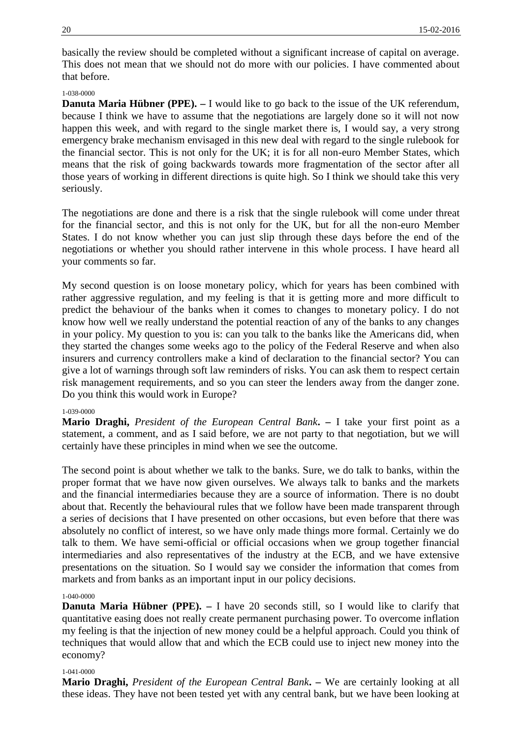basically the review should be completed without a significant increase of capital on average. This does not mean that we should not do more with our policies. I have commented about that before.

1-038-0000

**Danuta Maria Hübner (PPE).** – I would like to go back to the issue of the UK referendum, because I think we have to assume that the negotiations are largely done so it will not now happen this week, and with regard to the single market there is, I would say, a very strong emergency brake mechanism envisaged in this new deal with regard to the single rulebook for the financial sector. This is not only for the UK; it is for all non-euro Member States, which means that the risk of going backwards towards more fragmentation of the sector after all those years of working in different directions is quite high. So I think we should take this very seriously.

The negotiations are done and there is a risk that the single rulebook will come under threat for the financial sector, and this is not only for the UK, but for all the non-euro Member States. I do not know whether you can just slip through these days before the end of the negotiations or whether you should rather intervene in this whole process. I have heard all your comments so far.

My second question is on loose monetary policy, which for years has been combined with rather aggressive regulation, and my feeling is that it is getting more and more difficult to predict the behaviour of the banks when it comes to changes to monetary policy. I do not know how well we really understand the potential reaction of any of the banks to any changes in your policy. My question to you is: can you talk to the banks like the Americans did, when they started the changes some weeks ago to the policy of the Federal Reserve and when also insurers and currency controllers make a kind of declaration to the financial sector? You can give a lot of warnings through soft law reminders of risks. You can ask them to respect certain risk management requirements, and so you can steer the lenders away from the danger zone. Do you think this would work in Europe?

1-039-0000

**Mario Draghi,** *President of the European Central Bank***.** – I take your first point as a statement, a comment, and as I said before, we are not party to that negotiation, but we will certainly have these principles in mind when we see the outcome.

The second point is about whether we talk to the banks. Sure, we do talk to banks, within the proper format that we have now given ourselves. We always talk to banks and the markets and the financial intermediaries because they are a source of information. There is no doubt about that. Recently the behavioural rules that we follow have been made transparent through a series of decisions that I have presented on other occasions, but even before that there was absolutely no conflict of interest, so we have only made things more formal. Certainly we do talk to them. We have semi-official or official occasions when we group together financial intermediaries and also representatives of the industry at the ECB, and we have extensive presentations on the situation. So I would say we consider the information that comes from markets and from banks as an important input in our policy decisions.

1-040-0000

**Danuta Maria Hübner (PPE).** – I have 20 seconds still, so I would like to clarify that quantitative easing does not really create permanent purchasing power. To overcome inflation my feeling is that the injection of new money could be a helpful approach. Could you think of techniques that would allow that and which the ECB could use to inject new money into the economy?

1-041-0000

**Mario Draghi,** *President of the European Central Bank***.** – We are certainly looking at all these ideas. They have not been tested yet with any central bank, but we have been looking at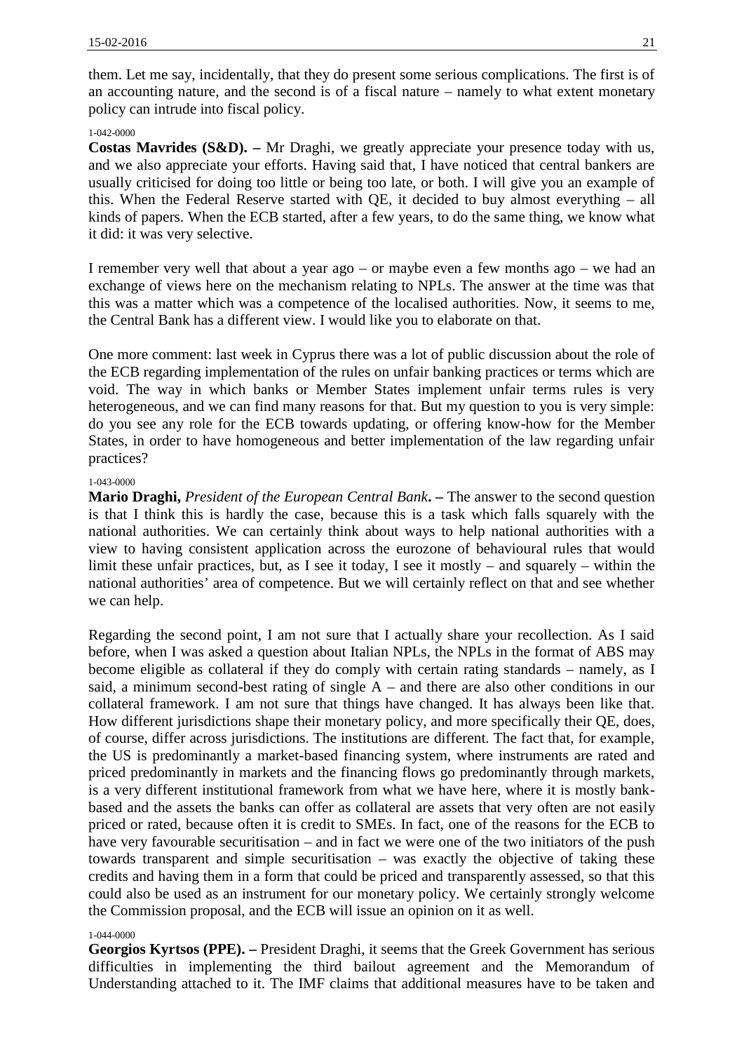them. Let me say, incidentally, that they do present some serious complications. The first is of an accounting nature, and the second is of a fiscal nature – namely to what extent monetary policy can intrude into fiscal policy.

1-042-0000

**Costas Mavrides (S&D).** – Mr Draghi, we greatly appreciate your presence today with us, and we also appreciate your efforts. Having said that, I have noticed that central bankers are usually criticised for doing too little or being too late, or both. I will give you an example of this. When the Federal Reserve started with QE, it decided to buy almost everything – all kinds of papers. When the ECB started, after a few years, to do the same thing, we know what it did: it was very selective.

I remember very well that about a year ago – or maybe even a few months ago – we had an exchange of views here on the mechanism relating to NPLs. The answer at the time was that this was a matter which was a competence of the localised authorities. Now, it seems to me, the Central Bank has a different view. I would like you to elaborate on that.

One more comment: last week in Cyprus there was a lot of public discussion about the role of the ECB regarding implementation of the rules on unfair banking practices or terms which are void. The way in which banks or Member States implement unfair terms rules is very heterogeneous, and we can find many reasons for that. But my question to you is very simple: do you see any role for the ECB towards updating, or offering know-how for the Member States, in order to have homogeneous and better implementation of the law regarding unfair practices?

1-043-0000

**Mario Draghi,** *President of the European Central Bank*. – The answer to the second question is that I think this is hardly the case, because this is a task which falls squarely with the national authorities. We can certainly think about ways to help national authorities with a view to having consistent application across the eurozone of behavioural rules that would limit these unfair practices, but, as I see it today, I see it mostly – and squarely – within the national authorities' area of competence. But we will certainly reflect on that and see whether we can help.

Regarding the second point, I am not sure that I actually share your recollection. As I said before, when I was asked a question about Italian NPLs, the NPLs in the format of ABS may become eligible as collateral if they do comply with certain rating standards – namely, as I said, a minimum second-best rating of single A – and there are also other conditions in our collateral framework. I am not sure that things have changed. It has always been like that. How different jurisdictions shape their monetary policy, and more specifically their QE, does, of course, differ across jurisdictions. The institutions are different. The fact that, for example, the US is predominantly a market-based financing system, where instruments are rated and priced predominantly in markets and the financing flows go predominantly through markets, is a very different institutional framework from what we have here, where it is mostly bank-based and the assets the banks can offer as collateral are assets that very often are not easily priced or rated, because often it is credit to SMEs. In fact, one of the reasons for the ECB to have very favourable securitisation – and in fact we were one of the two initiators of the push towards transparent and simple securitisation – was exactly the objective of taking these credits and having them in a form that could be priced and transparently assessed, so that this could also be used as an instrument for our monetary policy. We certainly strongly welcome the Commission proposal, and the ECB will issue an opinion on it as well.

1-044-0000

**Georgios Kyrtsos (PPE).** – President Draghi, it seems that the Greek Government has serious difficulties in implementing the third bailout agreement and the Memorandum of Understanding attached to it. The IMF claims that additional measures have to be taken and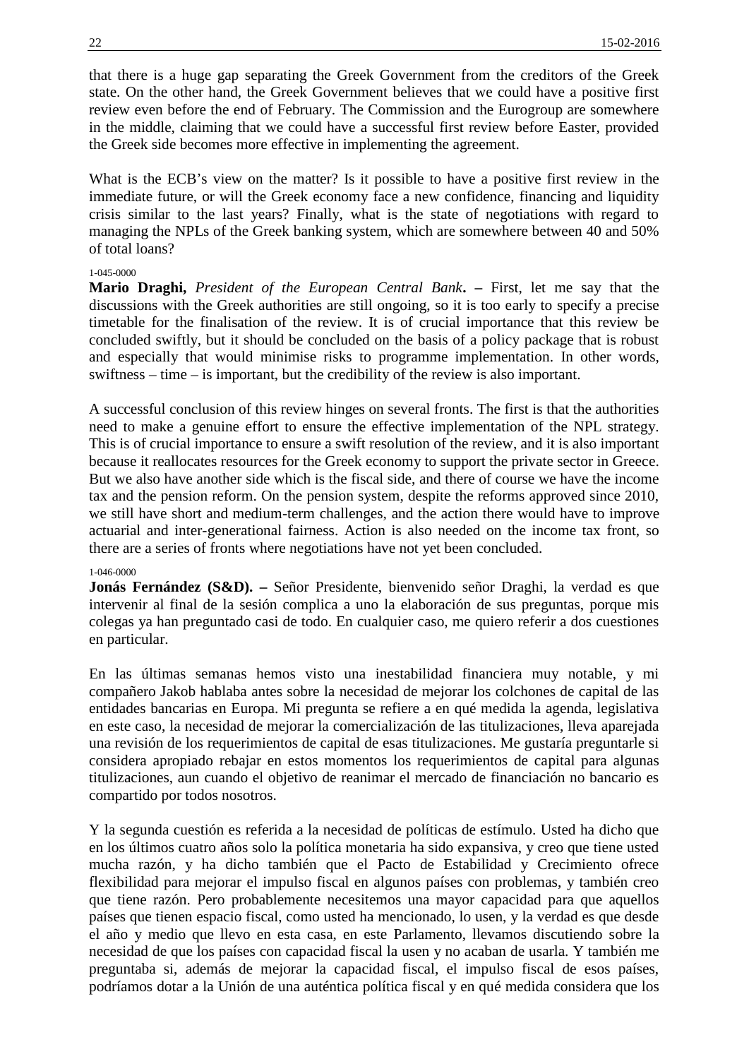that there is a huge gap separating the Greek Government from the creditors of the Greek state. On the other hand, the Greek Government believes that we could have a positive first review even before the end of February. The Commission and the Eurogroup are somewhere in the middle, claiming that we could have a successful first review before Easter, provided the Greek side becomes more effective in implementing the agreement.

What is the ECB's view on the matter? Is it possible to have a positive first review in the immediate future, or will the Greek economy face a new confidence, financing and liquidity crisis similar to the last years? Finally, what is the state of negotiations with regard to managing the NPLs of the Greek banking system, which are somewhere between 40 and 50% of total loans?

1-045-0000

**Mario Draghi,** *President of the European Central Bank***. –** First, let me say that the discussions with the Greek authorities are still ongoing, so it is too early to specify a precise timetable for the finalisation of the review. It is of crucial importance that this review be concluded swiftly, but it should be concluded on the basis of a policy package that is robust and especially that would minimise risks to programme implementation. In other words, swiftness – time – is important, but the credibility of the review is also important.

A successful conclusion of this review hinges on several fronts. The first is that the authorities need to make a genuine effort to ensure the effective implementation of the NPL strategy. This is of crucial importance to ensure a swift resolution of the review, and it is also important because it reallocates resources for the Greek economy to support the private sector in Greece. But we also have another side which is the fiscal side, and there of course we have the income tax and the pension reform. On the pension system, despite the reforms approved since 2010, we still have short and medium-term challenges, and the action there would have to improve actuarial and inter-generational fairness. Action is also needed on the income tax front, so there are a series of fronts where negotiations have not yet been concluded.

1-046-0000

**Jonás Fernández (S&D). –** Señor Presidente, bienvenido señor Draghi, la verdad es que intervenir al final de la sesión complica a uno la elaboración de sus preguntas, porque mis colegas ya han preguntado casi de todo. En cualquier caso, me quiero referir a dos cuestiones en particular.

En las últimas semanas hemos visto una inestabilidad financiera muy notable, y mi compañero Jakob hablaba antes sobre la necesidad de mejorar los colchones de capital de las entidades bancarias en Europa. Mi pregunta se refiere a en qué medida la agenda, legislativa en este caso, la necesidad de mejorar la comercialización de las titulizaciones, lleva aparejada una revisión de los requerimientos de capital de esas titulizaciones. Me gustaría preguntarle si considera apropiado rebajar en estos momentos los requerimientos de capital para algunas titulizaciones, aun cuando el objetivo de reanimar el mercado de financiación no bancario es compartido por todos nosotros.

Y la segunda cuestión es referida a la necesidad de políticas de estímulo. Usted ha dicho que en los últimos cuatro años solo la política monetaria ha sido expansiva, y creo que tiene usted mucha razón, y ha dicho también que el Pacto de Estabilidad y Crecimiento ofrece flexibilidad para mejorar el impulso fiscal en algunos países con problemas, y también creo que tiene razón. Pero probablemente necesitemos una mayor capacidad para que aquellos países que tienen espacio fiscal, como usted ha mencionado, lo usen, y la verdad es que desde el año y medio que llevo en esta casa, en este Parlamento, llevamos discutiendo sobre la necesidad de que los países con capacidad fiscal la usen y no acaban de usarla. Y también me preguntaba si, además de mejorar la capacidad fiscal, el impulso fiscal de esos países, podríamos dotar a la Unión de una auténtica política fiscal y en qué medida considera que los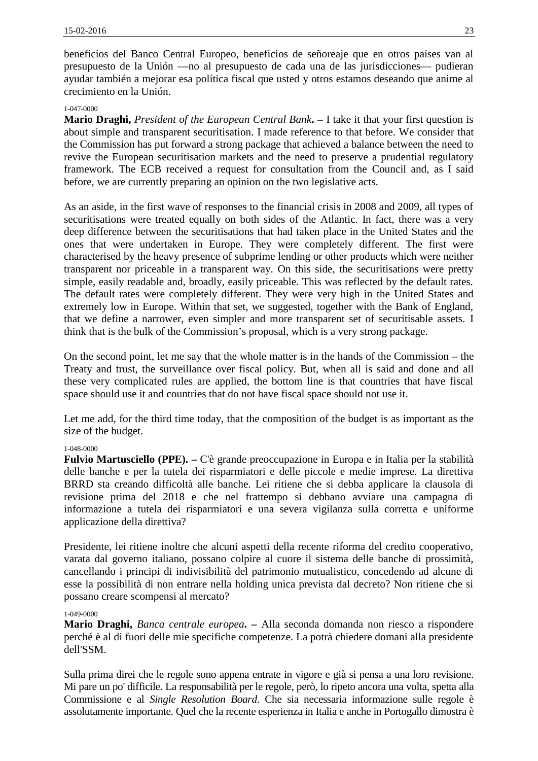beneficios del Banco Central Europeo, beneficios de señoreaje que en otros países van al presupuesto de la Unión —no al presupuesto de cada una de las jurisdicciones— pudieran ayudar también a mejorar esa política fiscal que usted y otros estamos deseando que anime al crecimiento en la Unión.

1-047-0000

**Mario Draghi,** *President of the European Central Bank***. –** I take it that your first question is about simple and transparent securitisation. I made reference to that before. We consider that the Commission has put forward a strong package that achieved a balance between the need to revive the European securitisation markets and the need to preserve a prudential regulatory framework. The ECB received a request for consultation from the Council and, as I said before, we are currently preparing an opinion on the two legislative acts.

As an aside, in the first wave of responses to the financial crisis in 2008 and 2009, all types of securitisations were treated equally on both sides of the Atlantic. In fact, there was a very deep difference between the securitisations that had taken place in the United States and the ones that were undertaken in Europe. They were completely different. The first were characterised by the heavy presence of subprime lending or other products which were neither transparent nor priceable in a transparent way. On this side, the securitisations were pretty simple, easily readable and, broadly, easily priceable. This was reflected by the default rates. The default rates were completely different. They were very high in the United States and extremely low in Europe. Within that set, we suggested, together with the Bank of England, that we define a narrower, even simpler and more transparent set of securitisable assets. I think that is the bulk of the Commission's proposal, which is a very strong package.

On the second point, let me say that the whole matter is in the hands of the Commission – the Treaty and trust, the surveillance over fiscal policy. But, when all is said and done and all these very complicated rules are applied, the bottom line is that countries that have fiscal space should use it and countries that do not have fiscal space should not use it.

Let me add, for the third time today, that the composition of the budget is as important as the size of the budget.

1-048-0000

**Fulvio Martusciello (PPE). –** C'è grande preoccupazione in Europa e in Italia per la stabilità delle banche e per la tutela dei risparmiatori e delle piccole e medie imprese. La direttiva BRRD sta creando difficoltà alle banche. Lei ritiene che si debba applicare la clausola di revisione prima del 2018 e che nel frattempo si debbano avviare una campagna di informazione a tutela dei risparmiatori e una severa vigilanza sulla corretta e uniforme applicazione della direttiva?

Presidente, lei ritiene inoltre che alcuni aspetti della recente riforma del credito cooperativo, varata dal governo italiano, possano colpire al cuore il sistema delle banche di prossimità, cancellando i principi di indivisibilità del patrimonio mutualistico, concedendo ad alcune di esse la possibilità di non entrare nella holding unica prevista dal decreto? Non ritiene che si possano creare scompensi al mercato?

1-049-0000

**Mario Draghi,** *Banca centrale europea***. –** Alla seconda domanda non riesco a rispondere perché è al di fuori delle mie specifiche competenze. La potrà chiedere domani alla presidente dell'SSM.

Sulla prima direi che le regole sono appena entrate in vigore e già si pensa a una loro revisione. Mi pare un po' difficile. La responsabilità per le regole, però, lo ripeto ancora una volta, spetta alla Commissione e al *Single Resolution Board*. Che sia necessaria informazione sulle regole è assolutamente importante. Quel che la recente esperienza in Italia e anche in Portogallo dimostra è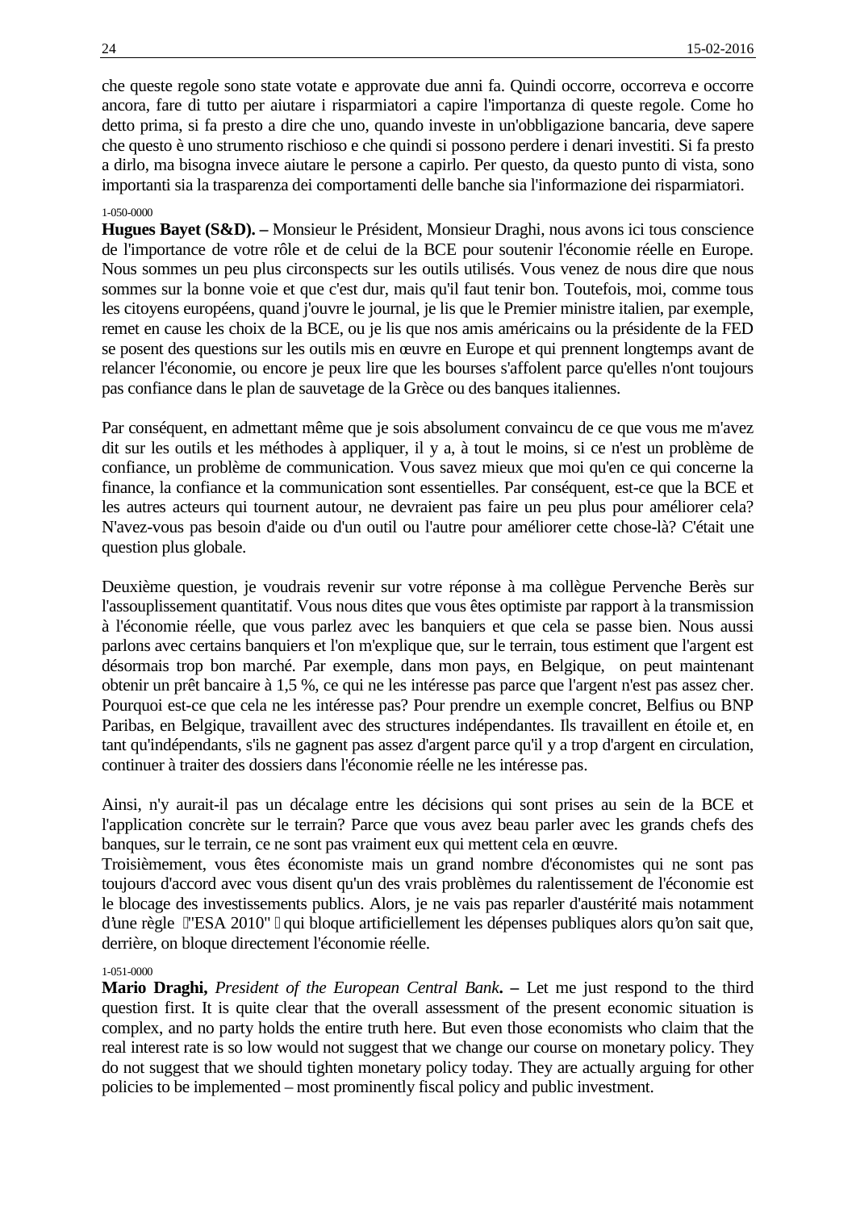che queste regole sono state votate e approvate due anni fa. Quindi occorre, occorreva e occorre ancora, fare di tutto per aiutare i risparmiatori a capire l'importanza di queste regole. Come ho detto prima, si fa presto a dire che uno, quando investe in un'obbligazione bancaria, deve sapere che questo è uno strumento rischioso e che quindi si possono perdere i denari investiti. Si fa presto a dirlo, ma bisogna invece aiutare le persone a capirlo. Per questo, da questo punto di vista, sono importanti sia la trasparenza dei comportamenti delle banche sia l'informazione dei risparmiatori.

1-050-0000

**Hugues Bayet (S&D). –** Monsieur le Président, Monsieur Draghi, nous avons ici tous conscience de l'importance de votre rôle et de celui de la BCE pour soutenir l'économie réelle en Europe. Nous sommes un peu plus circonspects sur les outils utilisés. Vous venez de nous dire que nous sommes sur la bonne voie et que c'est dur, mais qu'il faut tenir bon. Toutefois, moi, comme tous les citoyens européens, quand j'ouvre le journal, je lis que le Premier ministre italien, par exemple, remet en cause les choix de la BCE, ou je lis que nos amis américains ou la présidente de la FED se posent des questions sur les outils mis en œuvre en Europe et qui prennent longtemps avant de relancer l'économie, ou encore je peux lire que les bourses s'affolent parce qu'elles n'ont toujours pas confiance dans le plan de sauvetage de la Grèce ou des banques italiennes.

Par conséquent, en admettant même que je sois absolument convaincu de ce que vous me m'avez dit sur les outils et les méthodes à appliquer, il y a, à tout le moins, si ce n'est un problème de confiance, un problème de communication. Vous savez mieux que moi qu'en ce qui concerne la finance, la confiance et la communication sont essentielles. Par conséquent, est-ce que la BCE et les autres acteurs qui tournent autour, ne devraient pas faire un peu plus pour améliorer cela? N'avez-vous pas besoin d'aide ou d'un outil ou l'autre pour améliorer cette chose-là? C'était une question plus globale.

Deuxième question, je voudrais revenir sur votre réponse à ma collègue Pervenche Berès sur l'assouplissement quantitatif. Vous nous dites que vous êtes optimiste par rapport à la transmission à l'économie réelle, que vous parlez avec les banquiers et que cela se passe bien. Nous aussi parlons avec certains banquiers et l'on m'explique que, sur le terrain, tous estiment que l'argent est désormais trop bon marché. Par exemple, dans mon pays, en Belgique, on peut maintenant obtenir un prêt bancaire à 1,5 %, ce qui ne les intéresse pas parce que l'argent n'est pas assez cher. Pourquoi est-ce que cela ne les intéresse pas? Pour prendre un exemple concret, Belfius ou BNP Paribas, en Belgique, travaillent avec des structures indépendantes. Ils travaillent en étoile et, en tant qu'indépendants, s'ils ne gagnent pas assez d'argent parce qu'il y a trop d'argent en circulation, continuer à traiter des dossiers dans l'économie réelle ne les intéresse pas.

Ainsi, n'y aurait-il pas un décalage entre les décisions qui sont prises au sein de la BCE et l'application concrète sur le terrain? Parce que vous avez beau parler avec les grands chefs des banques, sur le terrain, ce ne sont pas vraiment eux qui mettent cela en œuvre.

Troisièmement, vous êtes économiste mais un grand nombre d'économistes qui ne sont pas toujours d'accord avec vous disent qu'un des vrais problèmes du ralentissement de l'économie est le blocage des investissements publics. Alors, je ne vais pas reparler d'austérité mais notamment d'une règle "ESA 2010" qui bloque artificiellement les dépenses publiques alors qu'on sait que, derrière, on bloque directement l'économie réelle.

1-051-0000

**Mario Draghi,** *President of the European Central Bank***. –** Let me just respond to the third question first. It is quite clear that the overall assessment of the present economic situation is complex, and no party holds the entire truth here. But even those economists who claim that the real interest rate is so low would not suggest that we change our course on monetary policy. They do not suggest that we should tighten monetary policy today. They are actually arguing for other policies to be implemented – most prominently fiscal policy and public investment.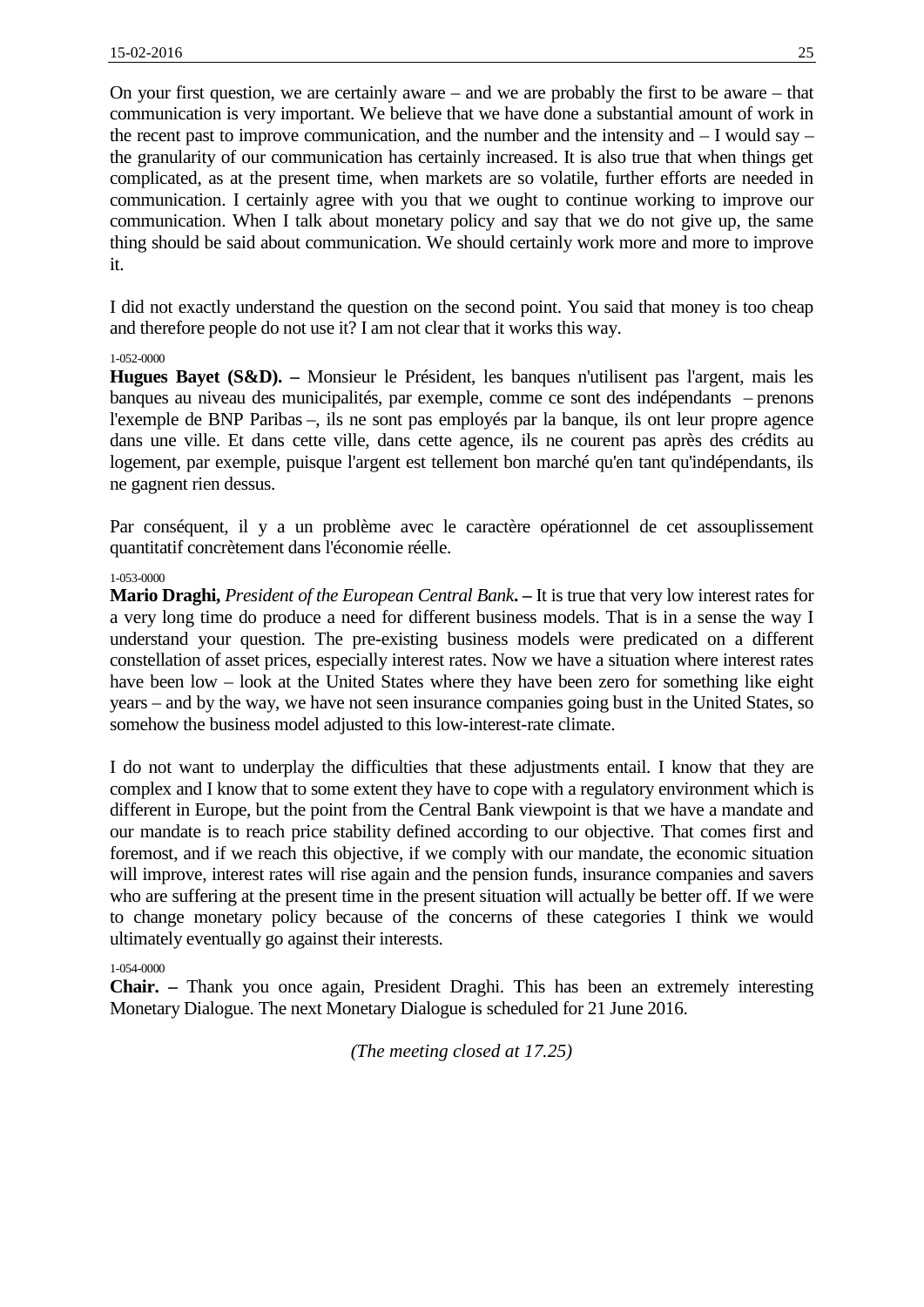On your first question, we are certainly aware – and we are probably the first to be aware – that communication is very important. We believe that we have done a substantial amount of work in the recent past to improve communication, and the number and the intensity and – I would say – the granularity of our communication has certainly increased. It is also true that when things get complicated, as at the present time, when markets are so volatile, further efforts are needed in communication. I certainly agree with you that we ought to continue working to improve our communication. When I talk about monetary policy and say that we do not give up, the same thing should be said about communication. We should certainly work more and more to improve it.

I did not exactly understand the question on the second point. You said that money is too cheap and therefore people do not use it? I am not clear that it works this way.

1-052-0000

**Hugues Bayet (S&D). –** Monsieur le Président, les banques n'utilisent pas l'argent, mais les banques au niveau des municipalités, par exemple, comme ce sont des indépendants – prenons l'exemple de BNP Paribas –, ils ne sont pas employés par la banque, ils ont leur propre agence dans une ville. Et dans cette ville, dans cette agence, ils ne courent pas après des crédits au logement, par exemple, puisque l'argent est tellement bon marché qu'en tant qu'indépendants, ils ne gagnent rien dessus.

Par conséquent, il y a un problème avec le caractère opérationnel de cet assouplissement quantitatif concrètement dans l'économie réelle.

1-053-0000

**Mario Draghi,** *President of the European Central Bank***. –** It is true that very low interest rates for a very long time do produce a need for different business models. That is in a sense the way I understand your question. The pre-existing business models were predicated on a different constellation of asset prices, especially interest rates. Now we have a situation where interest rates have been low – look at the United States where they have been zero for something like eight years – and by the way, we have not seen insurance companies going bust in the United States, so somehow the business model adjusted to this low-interest-rate climate.

I do not want to underplay the difficulties that these adjustments entail. I know that they are complex and I know that to some extent they have to cope with a regulatory environment which is different in Europe, but the point from the Central Bank viewpoint is that we have a mandate and our mandate is to reach price stability defined according to our objective. That comes first and foremost, and if we reach this objective, if we comply with our mandate, the economic situation will improve, interest rates will rise again and the pension funds, insurance companies and savers who are suffering at the present time in the present situation will actually be better off. If we were to change monetary policy because of the concerns of these categories I think we would ultimately eventually go against their interests.

1-054-0000

**Chair. –** Thank you once again, President Draghi. This has been an extremely interesting Monetary Dialogue. The next Monetary Dialogue is scheduled for 21 June 2016.

*(The meeting closed at 17.25)*